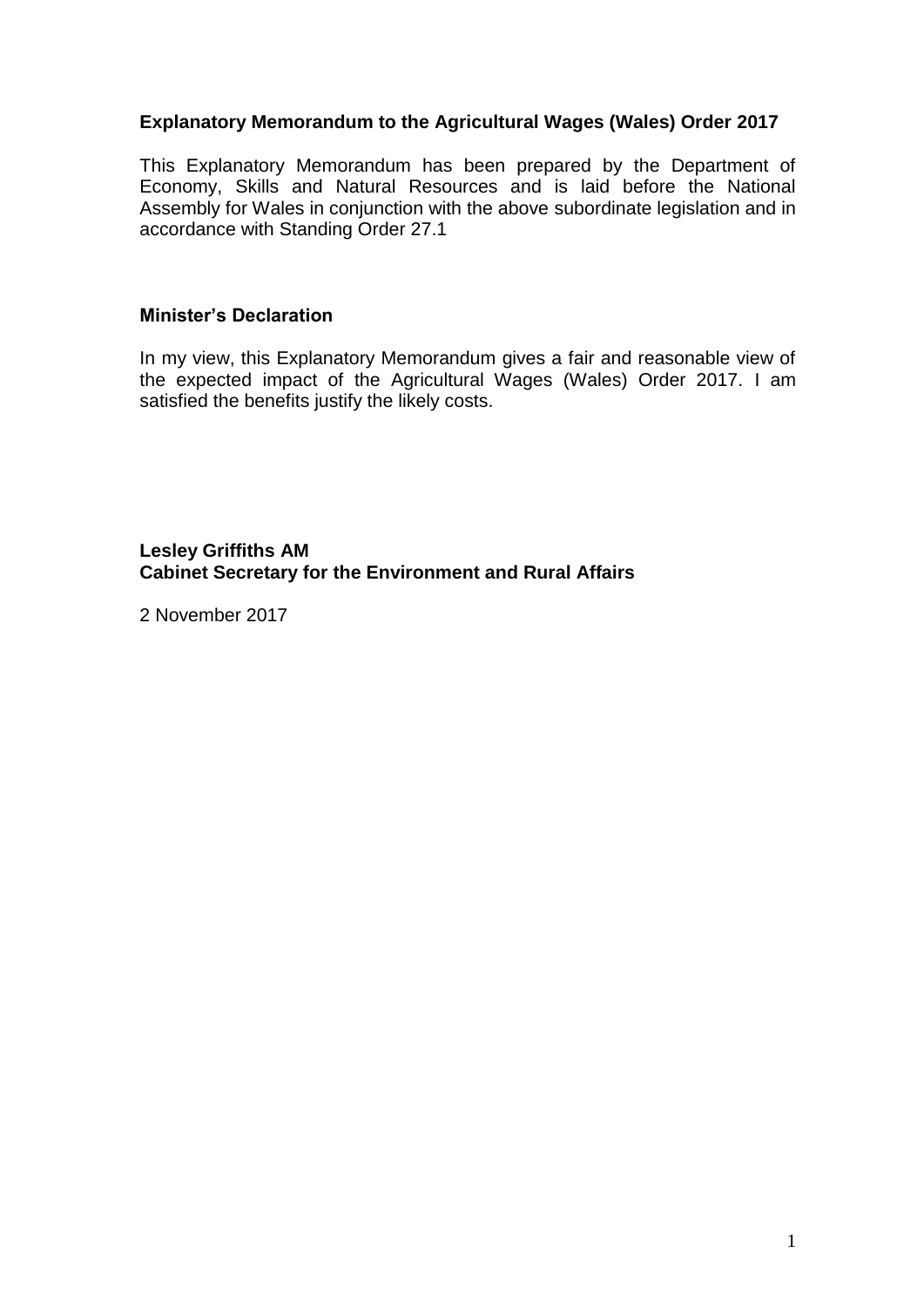## Explanatory Memorandum to the Agricultural Wages (Wales) Order 2017

This Explanatory Memorandum has been prepared by the Department of Economy, Skills and Natural Resources and is laid before the National Assembly for Wales in conjunction with the above subordinate legislation and in accordance with Standing Order 27.1

## Minister's Declaration

In my view, this Explanatory Memorandum gives a fair and reasonable view of the expected impact of the Agricultural Wages (Wales) Order 2017. I am satisfied the benefits justify the likely costs.

**Lesley Griffiths AM**
**Cabinet Secretary for the Environment and Rural Affairs**

2 November 2017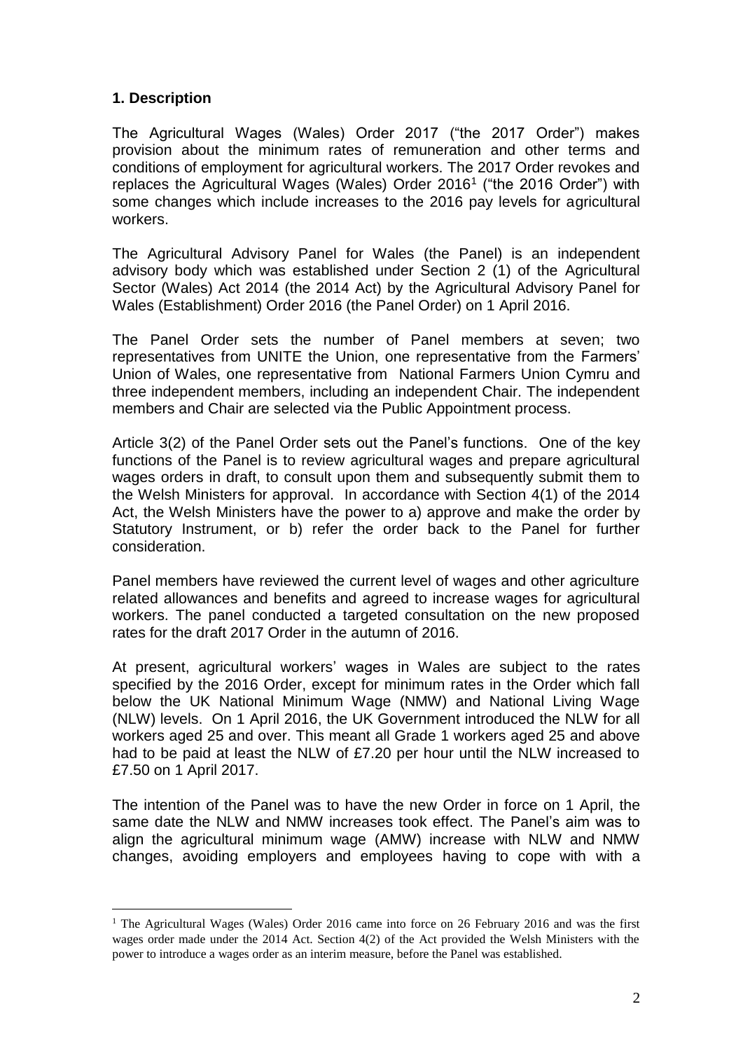## 1. Description

The Agricultural Wages (Wales) Order 2017 ("the 2017 Order") makes provision about the minimum rates of remuneration and other terms and conditions of employment for agricultural workers. The 2017 Order revokes and replaces the Agricultural Wages (Wales) Order 2016[1] ("the 2016 Order") with some changes which include increases to the 2016 pay levels for agricultural workers.

The Agricultural Advisory Panel for Wales (the Panel) is an independent advisory body which was established under Section 2 (1) of the Agricultural Sector (Wales) Act 2014 (the 2014 Act) by the Agricultural Advisory Panel for Wales (Establishment) Order 2016 (the Panel Order) on 1 April 2016.

The Panel Order sets the number of Panel members at seven; two representatives from UNITE the Union, one representative from the Farmers' Union of Wales, one representative from National Farmers Union Cymru and three independent members, including an independent Chair. The independent members and Chair are selected via the Public Appointment process.

Article 3(2) of the Panel Order sets out the Panel's functions. One of the key functions of the Panel is to review agricultural wages and prepare agricultural wages orders in draft, to consult upon them and subsequently submit them to the Welsh Ministers for approval. In accordance with Section 4(1) of the 2014 Act, the Welsh Ministers have the power to a) approve and make the order by Statutory Instrument, or b) refer the order back to the Panel for further consideration.

Panel members have reviewed the current level of wages and other agriculture related allowances and benefits and agreed to increase wages for agricultural workers. The panel conducted a targeted consultation on the new proposed rates for the draft 2017 Order in the autumn of 2016.

At present, agricultural workers' wages in Wales are subject to the rates specified by the 2016 Order, except for minimum rates in the Order which fall below the UK National Minimum Wage (NMW) and National Living Wage (NLW) levels. On 1 April 2016, the UK Government introduced the NLW for all workers aged 25 and over. This meant all Grade 1 workers aged 25 and above had to be paid at least the NLW of £7.20 per hour until the NLW increased to £7.50 on 1 April 2017.

The intention of the Panel was to have the new Order in force on 1 April, the same date the NLW and NMW increases took effect. The Panel's aim was to align the agricultural minimum wage (AMW) increase with NLW and NMW changes, avoiding employers and employees having to cope with with a

[1] The Agricultural Wages (Wales) Order 2016 came into force on 26 February 2016 and was the first wages order made under the 2014 Act. Section 4(2) of the Act provided the Welsh Ministers with the power to introduce a wages order as an interim measure, before the Panel was established.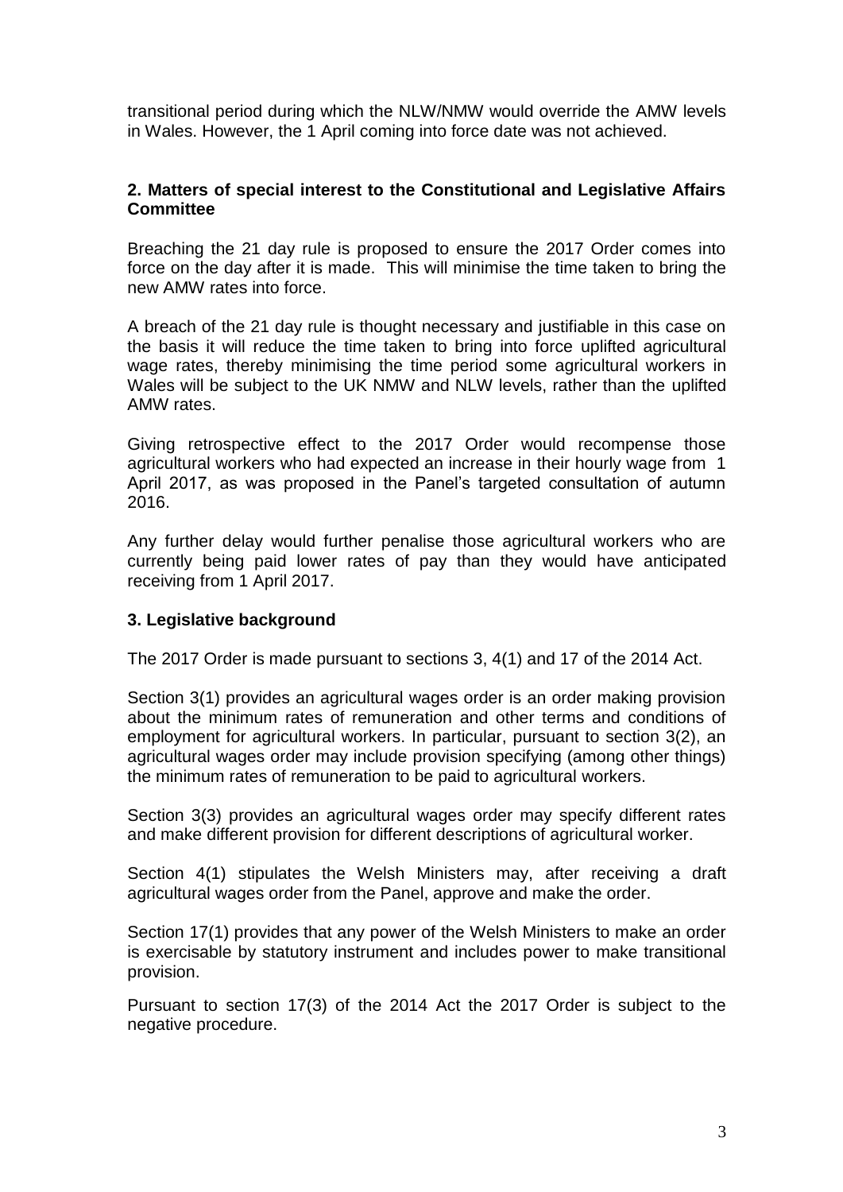transitional period during which the NLW/NMW would override the AMW levels in Wales. However, the 1 April coming into force date was not achieved.

## 2. Matters of special interest to the Constitutional and Legislative Affairs Committee

Breaching the 21 day rule is proposed to ensure the 2017 Order comes into force on the day after it is made. This will minimise the time taken to bring the new AMW rates into force.

A breach of the 21 day rule is thought necessary and justifiable in this case on the basis it will reduce the time taken to bring into force uplifted agricultural wage rates, thereby minimising the time period some agricultural workers in Wales will be subject to the UK NMW and NLW levels, rather than the uplifted AMW rates.

Giving retrospective effect to the 2017 Order would recompense those agricultural workers who had expected an increase in their hourly wage from 1 April 2017, as was proposed in the Panel's targeted consultation of autumn 2016.

Any further delay would further penalise those agricultural workers who are currently being paid lower rates of pay than they would have anticipated receiving from 1 April 2017.

## 3. Legislative background

The 2017 Order is made pursuant to sections 3, 4(1) and 17 of the 2014 Act.

Section 3(1) provides an agricultural wages order is an order making provision about the minimum rates of remuneration and other terms and conditions of employment for agricultural workers. In particular, pursuant to section 3(2), an agricultural wages order may include provision specifying (among other things) the minimum rates of remuneration to be paid to agricultural workers.

Section 3(3) provides an agricultural wages order may specify different rates and make different provision for different descriptions of agricultural worker.

Section 4(1) stipulates the Welsh Ministers may, after receiving a draft agricultural wages order from the Panel, approve and make the order.

Section 17(1) provides that any power of the Welsh Ministers to make an order is exercisable by statutory instrument and includes power to make transitional provision.

Pursuant to section 17(3) of the 2014 Act the 2017 Order is subject to the negative procedure.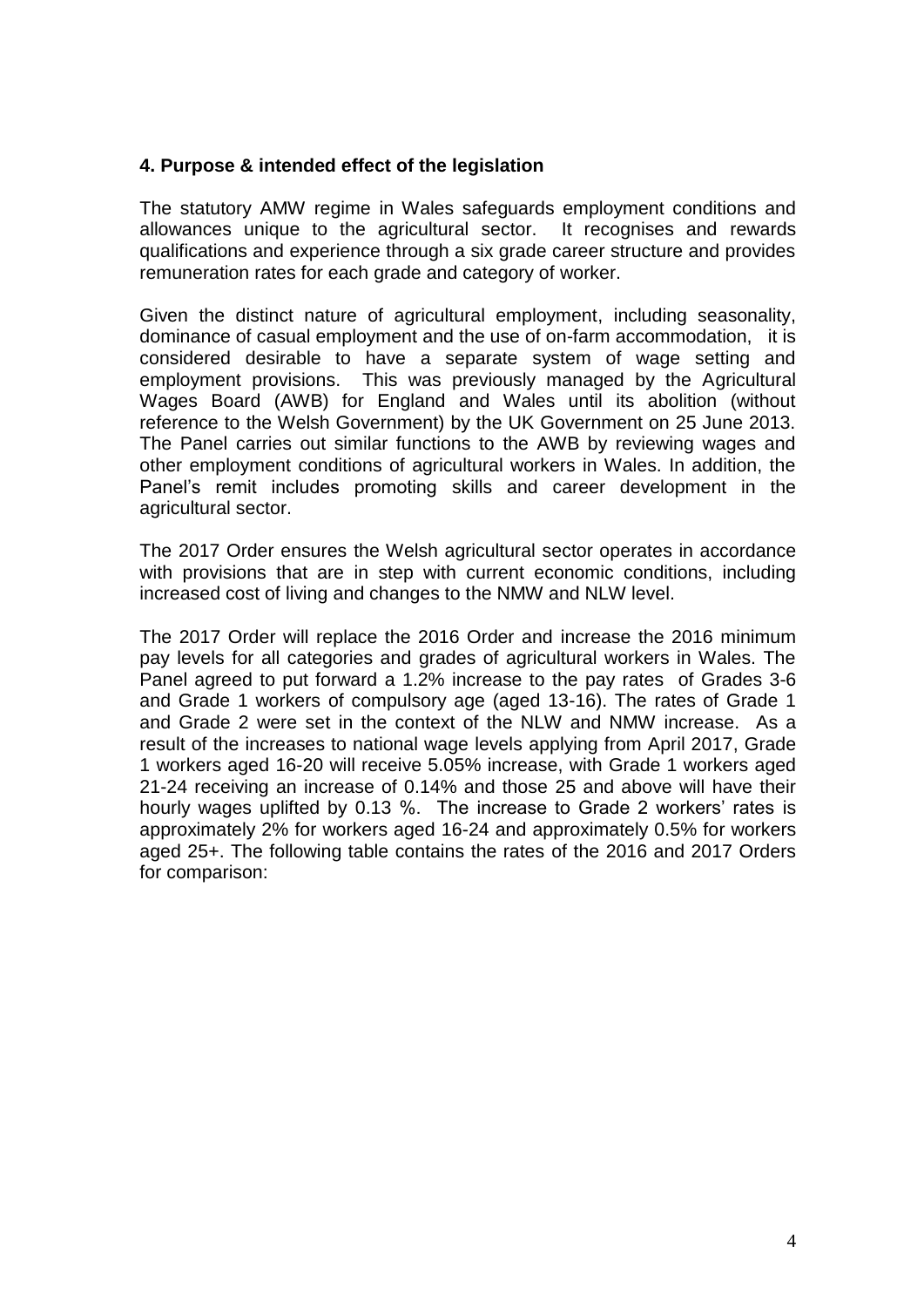**4. Purpose & intended effect of the legislation**

The statutory AMW regime in Wales safeguards employment conditions and allowances unique to the agricultural sector. It recognises and rewards qualifications and experience through a six grade career structure and provides remuneration rates for each grade and category of worker.

Given the distinct nature of agricultural employment, including seasonality, dominance of casual employment and the use of on-farm accommodation, it is considered desirable to have a separate system of wage setting and employment provisions. This was previously managed by the Agricultural Wages Board (AWB) for England and Wales until its abolition (without reference to the Welsh Government) by the UK Government on 25 June 2013. The Panel carries out similar functions to the AWB by reviewing wages and other employment conditions of agricultural workers in Wales. In addition, the Panel's remit includes promoting skills and career development in the agricultural sector.

The 2017 Order ensures the Welsh agricultural sector operates in accordance with provisions that are in step with current economic conditions, including increased cost of living and changes to the NMW and NLW level.

The 2017 Order will replace the 2016 Order and increase the 2016 minimum pay levels for all categories and grades of agricultural workers in Wales. The Panel agreed to put forward a 1.2% increase to the pay rates of Grades 3-6 and Grade 1 workers of compulsory age (aged 13-16). The rates of Grade 1 and Grade 2 were set in the context of the NLW and NMW increase. As a result of the increases to national wage levels applying from April 2017, Grade 1 workers aged 16-20 will receive 5.05% increase, with Grade 1 workers aged 21-24 receiving an increase of 0.14% and those 25 and above will have their hourly wages uplifted by 0.13 %. The increase to Grade 2 workers' rates is approximately 2% for workers aged 16-24 and approximately 0.5% for workers aged 25+. The following table contains the rates of the 2016 and 2017 Orders for comparison: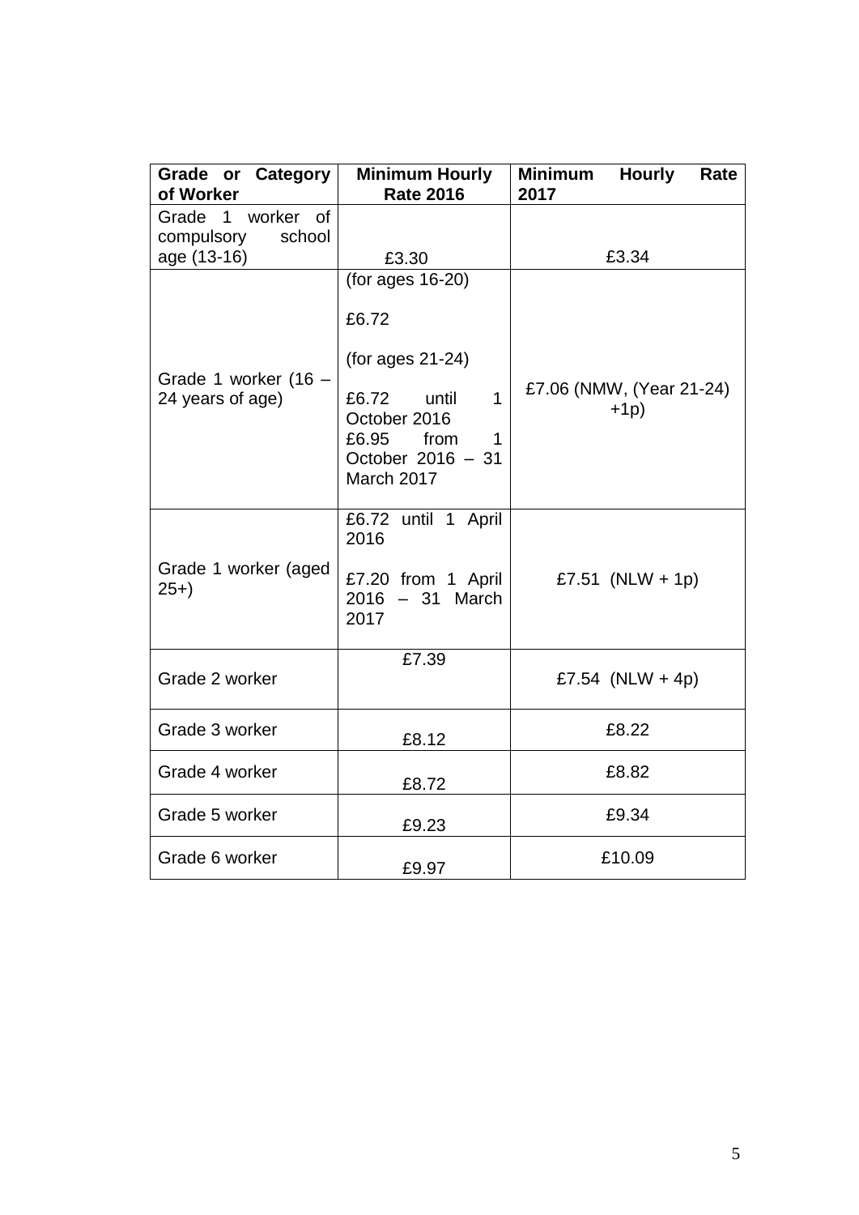| Grade or Category of Worker | Minimum Hourly Rate 2016 | Minimum Hourly Rate 2017 |
|---|---|---|
| Grade 1 worker of compulsory school age (13-16) | £3.30 | £3.34 |
| Grade 1 worker (16 – 24 years of age) | (for ages 16-20)<br><br>£6.72<br><br>(for ages 21-24)<br><br>£6.72 until 1 October 2016<br>£6.95 from 1 October 2016 – 31 March 2017 | £7.06 (NMW, (Year 21-24) +1p) |
| Grade 1 worker (aged 25+) | £6.72 until 1 April 2016<br><br>£7.20 from 1 April 2016 – 31 March 2017 | £7.51 (NLW + 1p) |
| Grade 2 worker | £7.39 | £7.54 (NLW + 4p) |
| Grade 3 worker | £8.12 | £8.22 |
| Grade 4 worker | £8.72 | £8.82 |
| Grade 5 worker | £9.23 | £9.34 |
| Grade 6 worker | £9.97 | £10.09 |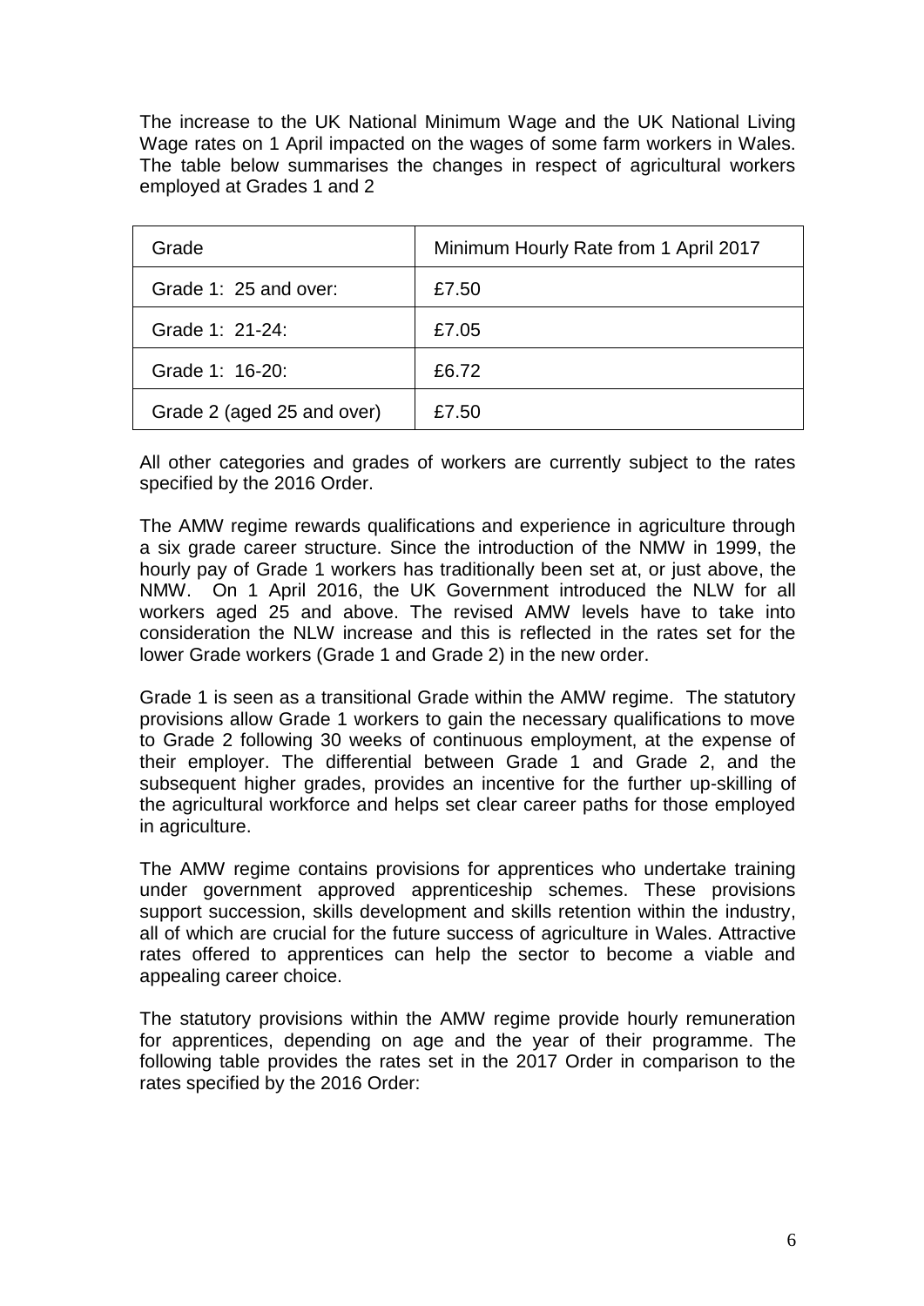The increase to the UK National Minimum Wage and the UK National Living Wage rates on 1 April impacted on the wages of some farm workers in Wales. The table below summarises the changes in respect of agricultural workers employed at Grades 1 and 2

| Grade | Minimum Hourly Rate from 1 April 2017 |
|---|---|
| Grade 1: 25 and over: | £7.50 |
| Grade 1: 21-24: | £7.05 |
| Grade 1: 16-20: | £6.72 |
| Grade 2 (aged 25 and over) | £7.50 |

All other categories and grades of workers are currently subject to the rates specified by the 2016 Order.

The AMW regime rewards qualifications and experience in agriculture through a six grade career structure. Since the introduction of the NMW in 1999, the hourly pay of Grade 1 workers has traditionally been set at, or just above, the NMW. On 1 April 2016, the UK Government introduced the NLW for all workers aged 25 and above. The revised AMW levels have to take into consideration the NLW increase and this is reflected in the rates set for the lower Grade workers (Grade 1 and Grade 2) in the new order.

Grade 1 is seen as a transitional Grade within the AMW regime. The statutory provisions allow Grade 1 workers to gain the necessary qualifications to move to Grade 2 following 30 weeks of continuous employment, at the expense of their employer. The differential between Grade 1 and Grade 2, and the subsequent higher grades, provides an incentive for the further up-skilling of the agricultural workforce and helps set clear career paths for those employed in agriculture.

The AMW regime contains provisions for apprentices who undertake training under government approved apprenticeship schemes. These provisions support succession, skills development and skills retention within the industry, all of which are crucial for the future success of agriculture in Wales. Attractive rates offered to apprentices can help the sector to become a viable and appealing career choice.

The statutory provisions within the AMW regime provide hourly remuneration for apprentices, depending on age and the year of their programme. The following table provides the rates set in the 2017 Order in comparison to the rates specified by the 2016 Order: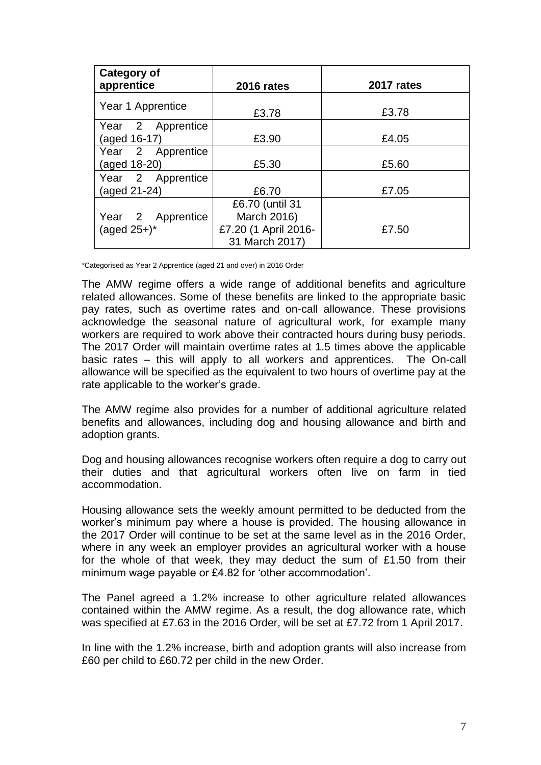| Category of apprentice | 2016 rates | 2017 rates |
|---|---|---|
| Year 1 Apprentice | £3.78 | £3.78 |
| Year 2 Apprentice (aged 16-17) | £3.90 | £4.05 |
| Year 2 Apprentice (aged 18-20) | £5.30 | £5.60 |
| Year 2 Apprentice (aged 21-24) | £6.70 | £7.05 |
| Year 2 Apprentice (aged 25+)* | £6.70 (until 31 March 2016) £7.20 (1 April 2016-31 March 2017) | £7.50 |

*Categorised as Year 2 Apprentice (aged 21 and over) in 2016 Order

The AMW regime offers a wide range of additional benefits and agriculture related allowances. Some of these benefits are linked to the appropriate basic pay rates, such as overtime rates and on-call allowance. These provisions acknowledge the seasonal nature of agricultural work, for example many workers are required to work above their contracted hours during busy periods. The 2017 Order will maintain overtime rates at 1.5 times above the applicable basic rates – this will apply to all workers and apprentices. The On-call allowance will be specified as the equivalent to two hours of overtime pay at the rate applicable to the worker's grade.

The AMW regime also provides for a number of additional agriculture related benefits and allowances, including dog and housing allowance and birth and adoption grants.

Dog and housing allowances recognise workers often require a dog to carry out their duties and that agricultural workers often live on farm in tied accommodation.

Housing allowance sets the weekly amount permitted to be deducted from the worker's minimum pay where a house is provided. The housing allowance in the 2017 Order will continue to be set at the same level as in the 2016 Order, where in any week an employer provides an agricultural worker with a house for the whole of that week, they may deduct the sum of £1.50 from their minimum wage payable or £4.82 for 'other accommodation'.

The Panel agreed a 1.2% increase to other agriculture related allowances contained within the AMW regime. As a result, the dog allowance rate, which was specified at £7.63 in the 2016 Order, will be set at £7.72 from 1 April 2017.

In line with the 1.2% increase, birth and adoption grants will also increase from £60 per child to £60.72 per child in the new Order.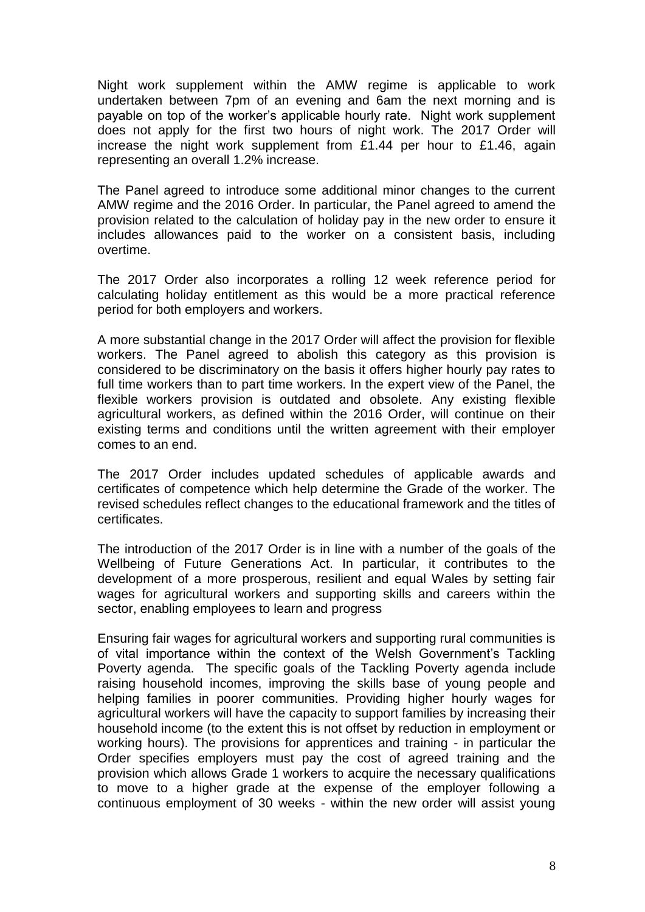Night work supplement within the AMW regime is applicable to work undertaken between 7pm of an evening and 6am the next morning and is payable on top of the worker's applicable hourly rate. Night work supplement does not apply for the first two hours of night work. The 2017 Order will increase the night work supplement from £1.44 per hour to £1.46, again representing an overall 1.2% increase.

The Panel agreed to introduce some additional minor changes to the current AMW regime and the 2016 Order. In particular, the Panel agreed to amend the provision related to the calculation of holiday pay in the new order to ensure it includes allowances paid to the worker on a consistent basis, including overtime.

The 2017 Order also incorporates a rolling 12 week reference period for calculating holiday entitlement as this would be a more practical reference period for both employers and workers.

A more substantial change in the 2017 Order will affect the provision for flexible workers. The Panel agreed to abolish this category as this provision is considered to be discriminatory on the basis it offers higher hourly pay rates to full time workers than to part time workers. In the expert view of the Panel, the flexible workers provision is outdated and obsolete. Any existing flexible agricultural workers, as defined within the 2016 Order, will continue on their existing terms and conditions until the written agreement with their employer comes to an end.

The 2017 Order includes updated schedules of applicable awards and certificates of competence which help determine the Grade of the worker. The revised schedules reflect changes to the educational framework and the titles of certificates.

The introduction of the 2017 Order is in line with a number of the goals of the Wellbeing of Future Generations Act. In particular, it contributes to the development of a more prosperous, resilient and equal Wales by setting fair wages for agricultural workers and supporting skills and careers within the sector, enabling employees to learn and progress

Ensuring fair wages for agricultural workers and supporting rural communities is of vital importance within the context of the Welsh Government's Tackling Poverty agenda. The specific goals of the Tackling Poverty agenda include raising household incomes, improving the skills base of young people and helping families in poorer communities. Providing higher hourly wages for agricultural workers will have the capacity to support families by increasing their household income (to the extent this is not offset by reduction in employment or working hours). The provisions for apprentices and training - in particular the Order specifies employers must pay the cost of agreed training and the provision which allows Grade 1 workers to acquire the necessary qualifications to move to a higher grade at the expense of the employer following a continuous employment of 30 weeks - within the new order will assist young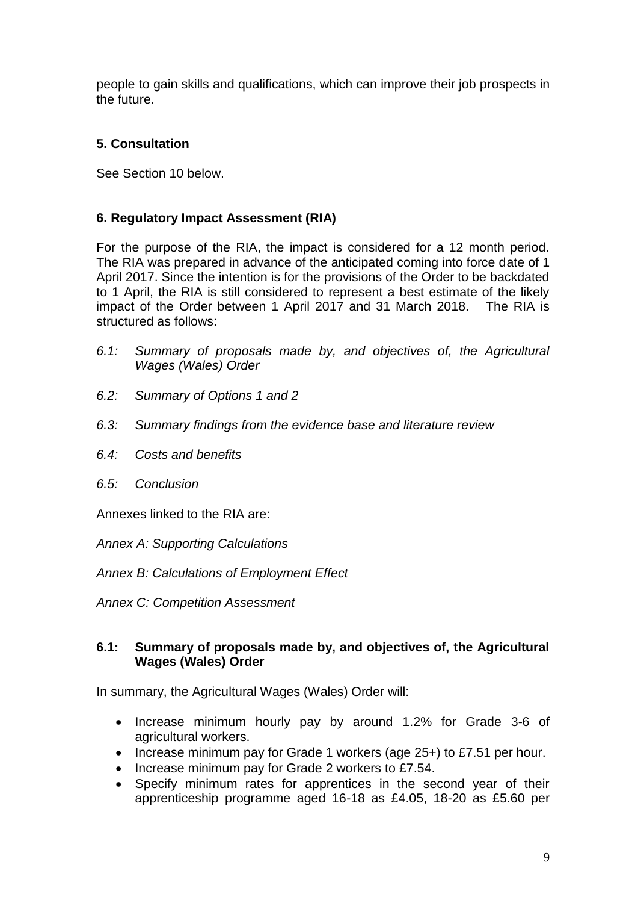people to gain skills and qualifications, which can improve their job prospects in the future.

## 5. Consultation

See Section 10 below.

## 6. Regulatory Impact Assessment (RIA)

For the purpose of the RIA, the impact is considered for a 12 month period. The RIA was prepared in advance of the anticipated coming into force date of 1 April 2017. Since the intention is for the provisions of the Order to be backdated to 1 April, the RIA is still considered to represent a best estimate of the likely impact of the Order between 1 April 2017 and 31 March 2018. The RIA is structured as follows:

*6.1: Summary of proposals made by, and objectives of, the Agricultural Wages (Wales) Order*

*6.2: Summary of Options 1 and 2*

*6.3: Summary findings from the evidence base and literature review*

*6.4: Costs and benefits*

*6.5: Conclusion*

Annexes linked to the RIA are:

*Annex A: Supporting Calculations*

*Annex B: Calculations of Employment Effect*

*Annex C: Competition Assessment*

### 6.1: Summary of proposals made by, and objectives of, the Agricultural Wages (Wales) Order

In summary, the Agricultural Wages (Wales) Order will:

- Increase minimum hourly pay by around 1.2% for Grade 3-6 of agricultural workers.
- Increase minimum pay for Grade 1 workers (age 25+) to £7.51 per hour.
- Increase minimum pay for Grade 2 workers to £7.54.
- Specify minimum rates for apprentices in the second year of their apprenticeship programme aged 16-18 as £4.05, 18-20 as £5.60 per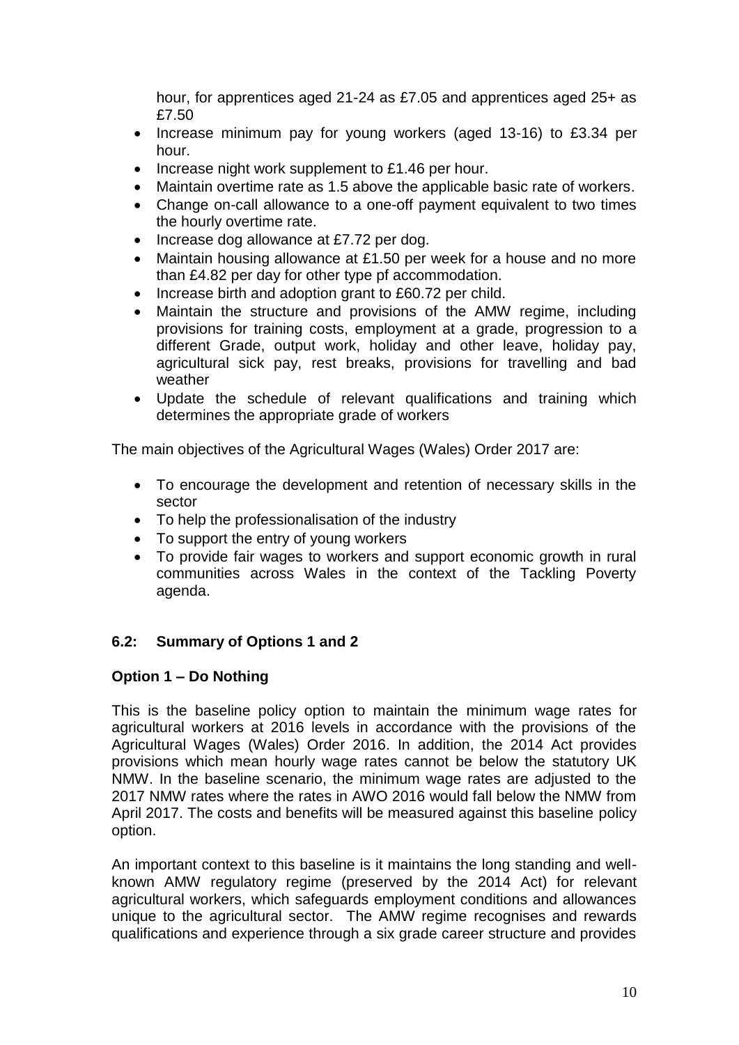hour, for apprentices aged 21-24 as £7.05 and apprentices aged 25+ as £7.50

- Increase minimum pay for young workers (aged 13-16) to £3.34 per hour.
- Increase night work supplement to £1.46 per hour.
- Maintain overtime rate as 1.5 above the applicable basic rate of workers.
- Change on-call allowance to a one-off payment equivalent to two times the hourly overtime rate.
- Increase dog allowance at £7.72 per dog.
- Maintain housing allowance at £1.50 per week for a house and no more than £4.82 per day for other type pf accommodation.
- Increase birth and adoption grant to £60.72 per child.
- Maintain the structure and provisions of the AMW regime, including provisions for training costs, employment at a grade, progression to a different Grade, output work, holiday and other leave, holiday pay, agricultural sick pay, rest breaks, provisions for travelling and bad weather
- Update the schedule of relevant qualifications and training which determines the appropriate grade of workers

The main objectives of the Agricultural Wages (Wales) Order 2017 are:

- To encourage the development and retention of necessary skills in the sector
- To help the professionalisation of the industry
- To support the entry of young workers
- To provide fair wages to workers and support economic growth in rural communities across Wales in the context of the Tackling Poverty agenda.

## 6.2: Summary of Options 1 and 2

### Option 1 – Do Nothing

This is the baseline policy option to maintain the minimum wage rates for agricultural workers at 2016 levels in accordance with the provisions of the Agricultural Wages (Wales) Order 2016. In addition, the 2014 Act provides provisions which mean hourly wage rates cannot be below the statutory UK NMW. In the baseline scenario, the minimum wage rates are adjusted to the 2017 NMW rates where the rates in AWO 2016 would fall below the NMW from April 2017. The costs and benefits will be measured against this baseline policy option.

An important context to this baseline is it maintains the long standing and well-known AMW regulatory regime (preserved by the 2014 Act) for relevant agricultural workers, which safeguards employment conditions and allowances unique to the agricultural sector. The AMW regime recognises and rewards qualifications and experience through a six grade career structure and provides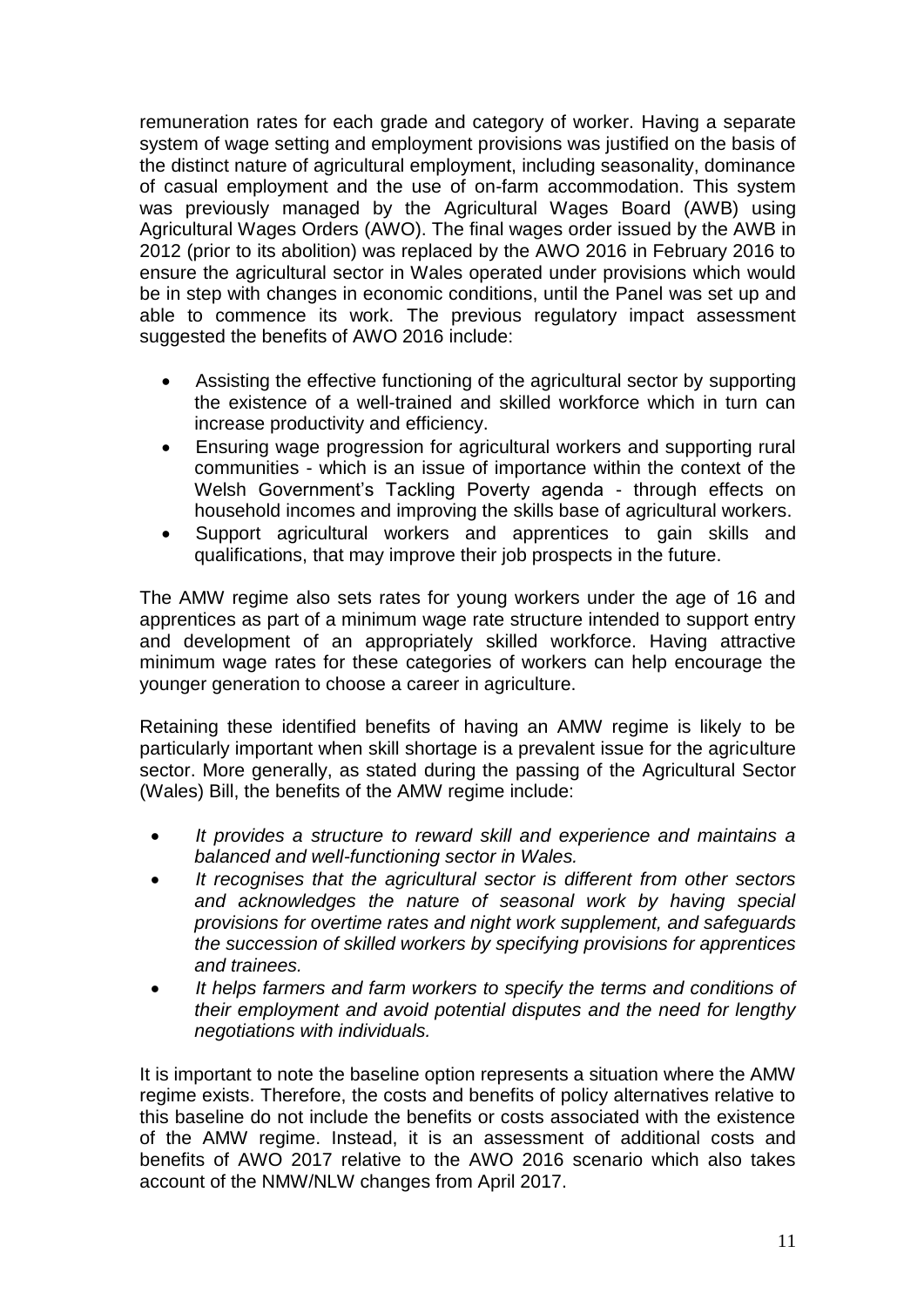remuneration rates for each grade and category of worker. Having a separate system of wage setting and employment provisions was justified on the basis of the distinct nature of agricultural employment, including seasonality, dominance of casual employment and the use of on-farm accommodation. This system was previously managed by the Agricultural Wages Board (AWB) using Agricultural Wages Orders (AWO). The final wages order issued by the AWB in 2012 (prior to its abolition) was replaced by the AWO 2016 in February 2016 to ensure the agricultural sector in Wales operated under provisions which would be in step with changes in economic conditions, until the Panel was set up and able to commence its work. The previous regulatory impact assessment suggested the benefits of AWO 2016 include:

- Assisting the effective functioning of the agricultural sector by supporting the existence of a well-trained and skilled workforce which in turn can increase productivity and efficiency.
- Ensuring wage progression for agricultural workers and supporting rural communities - which is an issue of importance within the context of the Welsh Government's Tackling Poverty agenda - through effects on household incomes and improving the skills base of agricultural workers.
- Support agricultural workers and apprentices to gain skills and qualifications, that may improve their job prospects in the future.

The AMW regime also sets rates for young workers under the age of 16 and apprentices as part of a minimum wage rate structure intended to support entry and development of an appropriately skilled workforce. Having attractive minimum wage rates for these categories of workers can help encourage the younger generation to choose a career in agriculture.

Retaining these identified benefits of having an AMW regime is likely to be particularly important when skill shortage is a prevalent issue for the agriculture sector. More generally, as stated during the passing of the Agricultural Sector (Wales) Bill, the benefits of the AMW regime include:

- *It provides a structure to reward skill and experience and maintains a balanced and well-functioning sector in Wales.*
- *It recognises that the agricultural sector is different from other sectors and acknowledges the nature of seasonal work by having special provisions for overtime rates and night work supplement, and safeguards the succession of skilled workers by specifying provisions for apprentices and trainees.*
- *It helps farmers and farm workers to specify the terms and conditions of their employment and avoid potential disputes and the need for lengthy negotiations with individuals.*

It is important to note the baseline option represents a situation where the AMW regime exists. Therefore, the costs and benefits of policy alternatives relative to this baseline do not include the benefits or costs associated with the existence of the AMW regime. Instead, it is an assessment of additional costs and benefits of AWO 2017 relative to the AWO 2016 scenario which also takes account of the NMW/NLW changes from April 2017.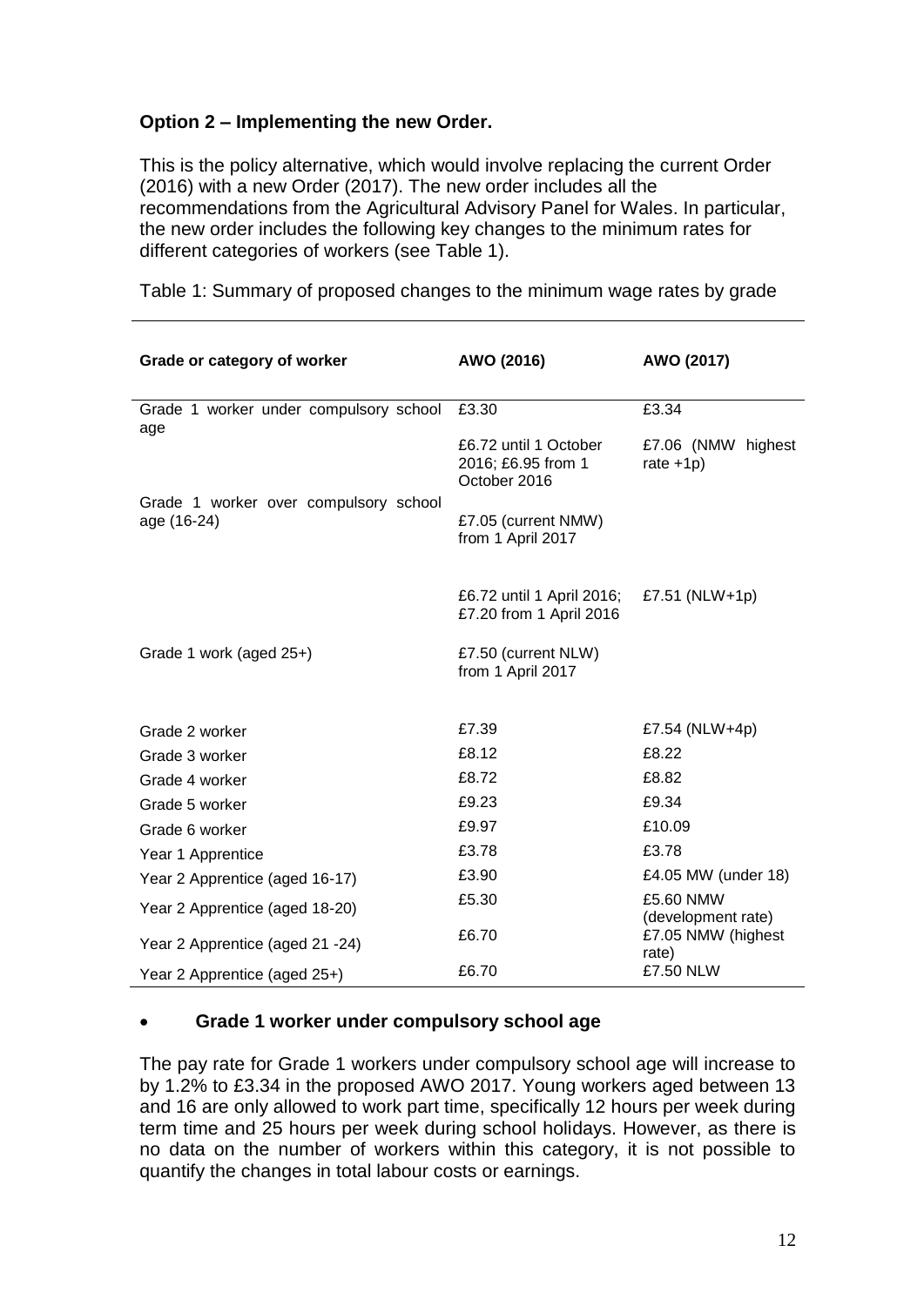**Option 2 – Implementing the new Order.**

This is the policy alternative, which would involve replacing the current Order (2016) with a new Order (2017). The new order includes all the recommendations from the Agricultural Advisory Panel for Wales. In particular, the new order includes the following key changes to the minimum rates for different categories of workers (see Table 1).

Table 1: Summary of proposed changes to the minimum wage rates by grade

| Grade or category of worker | AWO (2016) | AWO (2017) |
|---|---|---|
| Grade 1 worker under compulsory school age | £3.30 | £3.34 |
| Grade 1 worker over compulsory school age (16-24) | £6.72 until 1 October 2016; £6.95 from 1 October 2016<br>£7.05 (current NMW) from 1 April 2017 | £7.06 (NMW highest rate +1p) |
| Grade 1 work (aged 25+) | £6.72 until 1 April 2016; £7.20 from 1 April 2016<br>£7.50 (current NLW) from 1 April 2017 | £7.51 (NLW+1p) |
| Grade 2 worker | £7.39 | £7.54 (NLW+4p) |
| Grade 3 worker | £8.12 | £8.22 |
| Grade 4 worker | £8.72 | £8.82 |
| Grade 5 worker | £9.23 | £9.34 |
| Grade 6 worker | £9.97 | £10.09 |
| Year 1 Apprentice | £3.78 | £3.78 |
| Year 2 Apprentice (aged 16-17) | £3.90 | £4.05 MW (under 18) |
| Year 2 Apprentice (aged 18-20) | £5.30 | £5.60 NMW (development rate) |
| Year 2 Apprentice (aged 21 -24) | £6.70 | £7.05 NMW (highest rate) |
| Year 2 Apprentice (aged 25+) | £6.70 | £7.50 NLW |

- **Grade 1 worker under compulsory school age**

The pay rate for Grade 1 workers under compulsory school age will increase to by 1.2% to £3.34 in the proposed AWO 2017. Young workers aged between 13 and 16 are only allowed to work part time, specifically 12 hours per week during term time and 25 hours per week during school holidays. However, as there is no data on the number of workers within this category, it is not possible to quantify the changes in total labour costs or earnings.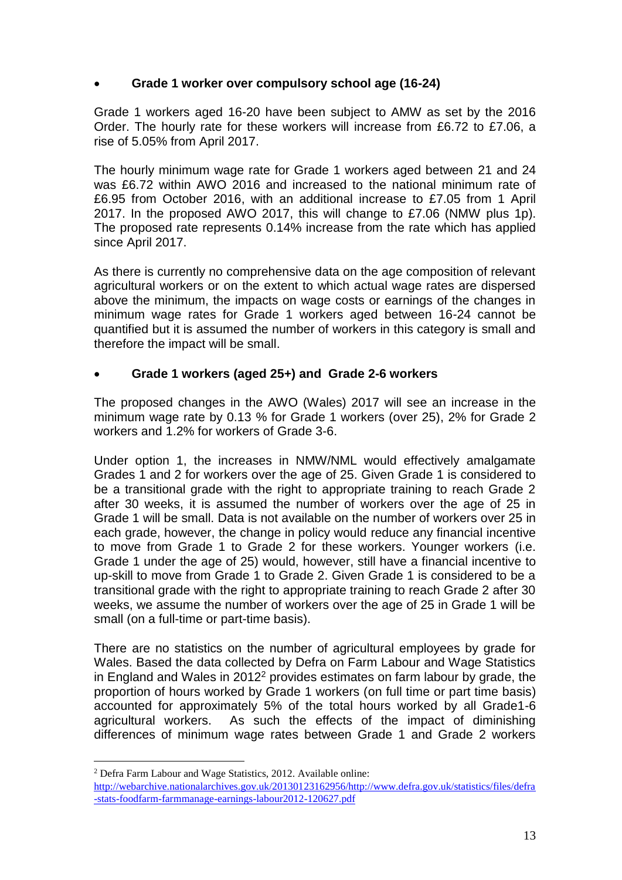- **Grade 1 worker over compulsory school age (16-24)**

Grade 1 workers aged 16-20 have been subject to AMW as set by the 2016 Order. The hourly rate for these workers will increase from £6.72 to £7.06, a rise of 5.05% from April 2017.

The hourly minimum wage rate for Grade 1 workers aged between 21 and 24 was £6.72 within AWO 2016 and increased to the national minimum rate of £6.95 from October 2016, with an additional increase to £7.05 from 1 April 2017. In the proposed AWO 2017, this will change to £7.06 (NMW plus 1p). The proposed rate represents 0.14% increase from the rate which has applied since April 2017.

As there is currently no comprehensive data on the age composition of relevant agricultural workers or on the extent to which actual wage rates are dispersed above the minimum, the impacts on wage costs or earnings of the changes in minimum wage rates for Grade 1 workers aged between 16-24 cannot be quantified but it is assumed the number of workers in this category is small and therefore the impact will be small.

- **Grade 1 workers (aged 25+) and Grade 2-6 workers**

The proposed changes in the AWO (Wales) 2017 will see an increase in the minimum wage rate by 0.13 % for Grade 1 workers (over 25), 2% for Grade 2 workers and 1.2% for workers of Grade 3-6.

Under option 1, the increases in NMW/NML would effectively amalgamate Grades 1 and 2 for workers over the age of 25. Given Grade 1 is considered to be a transitional grade with the right to appropriate training to reach Grade 2 after 30 weeks, it is assumed the number of workers over the age of 25 in Grade 1 will be small. Data is not available on the number of workers over 25 in each grade, however, the change in policy would reduce any financial incentive to move from Grade 1 to Grade 2 for these workers. Younger workers (i.e. Grade 1 under the age of 25) would, however, still have a financial incentive to up-skill to move from Grade 1 to Grade 2. Given Grade 1 is considered to be a transitional grade with the right to appropriate training to reach Grade 2 after 30 weeks, we assume the number of workers over the age of 25 in Grade 1 will be small (on a full-time or part-time basis).

There are no statistics on the number of agricultural employees by grade for Wales. Based the data collected by Defra on Farm Labour and Wage Statistics in England and Wales in 2012[2] provides estimates on farm labour by grade, the proportion of hours worked by Grade 1 workers (on full time or part time basis) accounted for approximately 5% of the total hours worked by all Grade1-6 agricultural workers. As such the effects of the impact of diminishing differences of minimum wage rates between Grade 1 and Grade 2 workers

[2] Defra Farm Labour and Wage Statistics, 2012. Available online: http://webarchive.nationalarchives.gov.uk/20130123162956/http://www.defra.gov.uk/statistics/files/defra-stats-foodfarm-farmmanage-earnings-labour2012-120627.pdf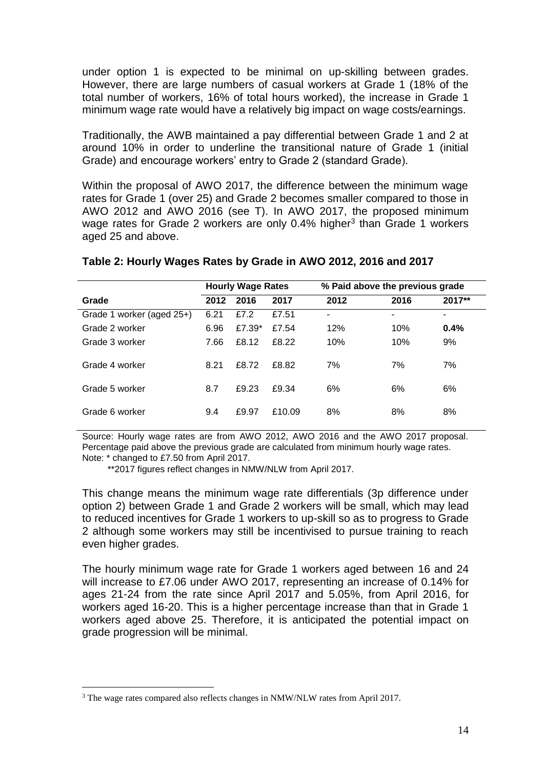under option 1 is expected to be minimal on up-skilling between grades. However, there are large numbers of casual workers at Grade 1 (18% of the total number of workers, 16% of total hours worked), the increase in Grade 1 minimum wage rate would have a relatively big impact on wage costs/earnings.

Traditionally, the AWB maintained a pay differential between Grade 1 and 2 at around 10% in order to underline the transitional nature of Grade 1 (initial Grade) and encourage workers' entry to Grade 2 (standard Grade).

Within the proposal of AWO 2017, the difference between the minimum wage rates for Grade 1 (over 25) and Grade 2 becomes smaller compared to those in AWO 2012 and AWO 2016 (see T). In AWO 2017, the proposed minimum wage rates for Grade 2 workers are only 0.4% higher[3] than Grade 1 workers aged 25 and above.

**Table 2: Hourly Wages Rates by Grade in AWO 2012, 2016 and 2017**

| | Hourly Wage Rates | | | % Paid above the previous grade | | |
|---|---|---|---|---|---|---|
| **Grade** | **2012** | **2016** | **2017** | **2012** | **2016** | **2017\*\*** |
| Grade 1 worker (aged 25+) | 6.21 | £7.2 | £7.51 | - | - | - |
| Grade 2 worker | 6.96 | £7.39* | £7.54 | 12% | 10% | **0.4%** |
| Grade 3 worker | 7.66 | £8.12 | £8.22 | 10% | 10% | 9% |
| Grade 4 worker | 8.21 | £8.72 | £8.82 | 7% | 7% | 7% |
| Grade 5 worker | 8.7 | £9.23 | £9.34 | 6% | 6% | 6% |
| Grade 6 worker | 9.4 | £9.97 | £10.09 | 8% | 8% | 8% |

Source: Hourly wage rates are from AWO 2012, AWO 2016 and the AWO 2017 proposal. Percentage paid above the previous grade are calculated from minimum hourly wage rates.
Note: * changed to £7.50 from April 2017.
**2017 figures reflect changes in NMW/NLW from April 2017.

This change means the minimum wage rate differentials (3p difference under option 2) between Grade 1 and Grade 2 workers will be small, which may lead to reduced incentives for Grade 1 workers to up-skill so as to progress to Grade 2 although some workers may still be incentivised to pursue training to reach even higher grades.

The hourly minimum wage rate for Grade 1 workers aged between 16 and 24 will increase to £7.06 under AWO 2017, representing an increase of 0.14% for ages 21-24 from the rate since April 2017 and 5.05%, from April 2016, for workers aged 16-20. This is a higher percentage increase than that in Grade 1 workers aged above 25. Therefore, it is anticipated the potential impact on grade progression will be minimal.

[3] The wage rates compared also reflects changes in NMW/NLW rates from April 2017.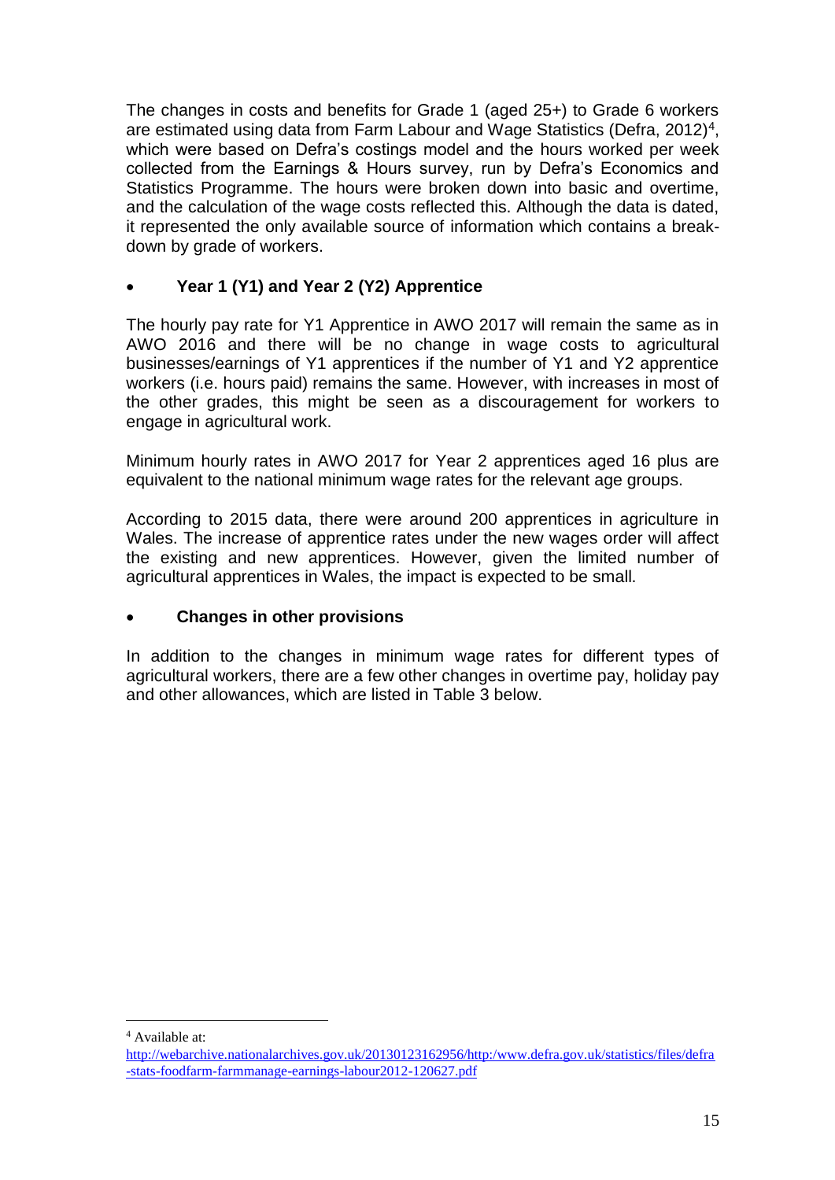The changes in costs and benefits for Grade 1 (aged 25+) to Grade 6 workers are estimated using data from Farm Labour and Wage Statistics (Defra, 2012)[4], which were based on Defra's costings model and the hours worked per week collected from the Earnings & Hours survey, run by Defra's Economics and Statistics Programme. The hours were broken down into basic and overtime, and the calculation of the wage costs reflected this. Although the data is dated, it represented the only available source of information which contains a breakdown by grade of workers.

- **Year 1 (Y1) and Year 2 (Y2) Apprentice**

The hourly pay rate for Y1 Apprentice in AWO 2017 will remain the same as in AWO 2016 and there will be no change in wage costs to agricultural businesses/earnings of Y1 apprentices if the number of Y1 and Y2 apprentice workers (i.e. hours paid) remains the same. However, with increases in most of the other grades, this might be seen as a discouragement for workers to engage in agricultural work.

Minimum hourly rates in AWO 2017 for Year 2 apprentices aged 16 plus are equivalent to the national minimum wage rates for the relevant age groups.

According to 2015 data, there were around 200 apprentices in agriculture in Wales. The increase of apprentice rates under the new wages order will affect the existing and new apprentices. However, given the limited number of agricultural apprentices in Wales, the impact is expected to be small.

- **Changes in other provisions**

In addition to the changes in minimum wage rates for different types of agricultural workers, there are a few other changes in overtime pay, holiday pay and other allowances, which are listed in Table 3 below.

[4] Available at: http://webarchive.nationalarchives.gov.uk/20130123162956/http:/www.defra.gov.uk/statistics/files/defra-stats-foodfarm-farmmanage-earnings-labour2012-120627.pdf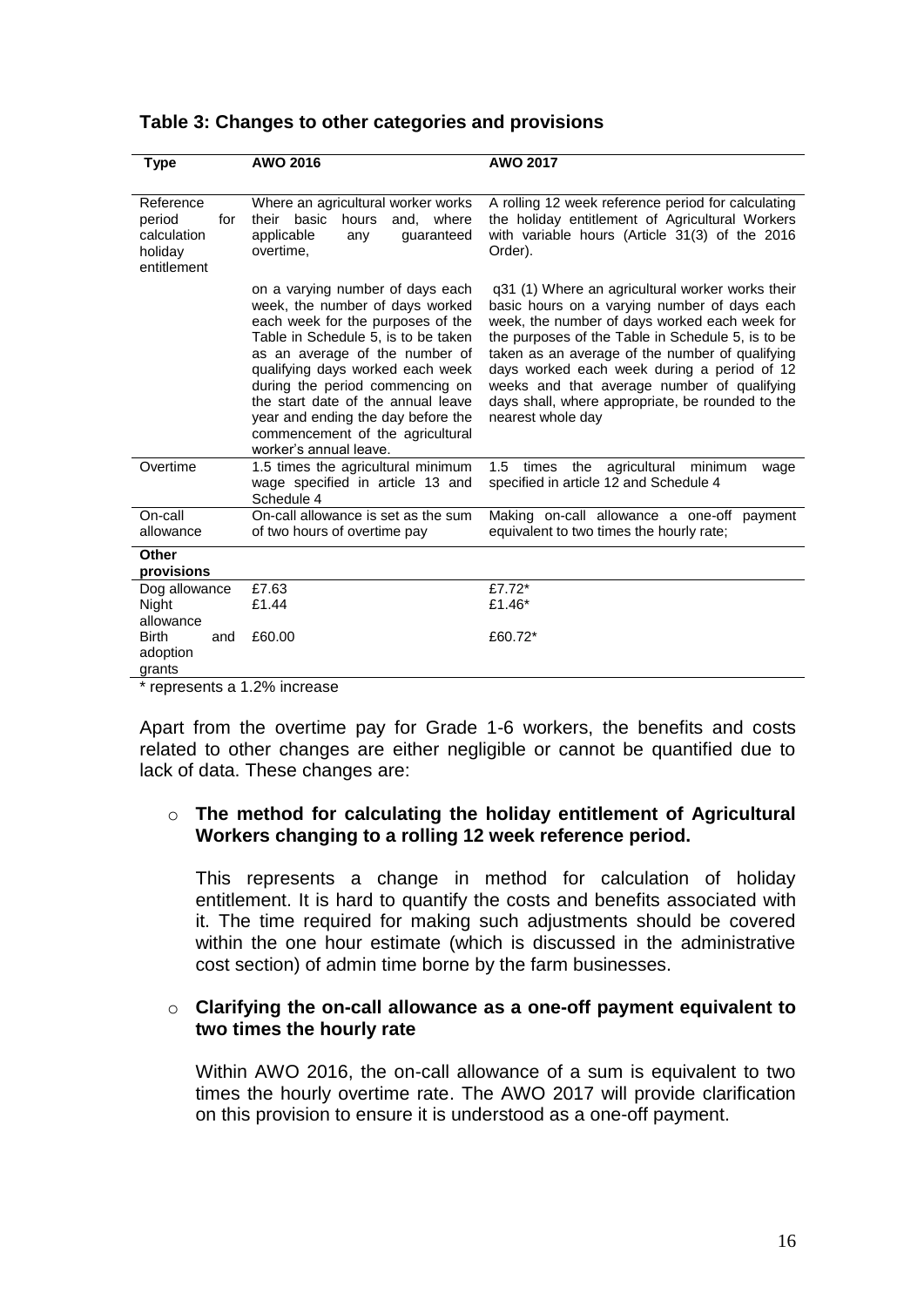**Table 3: Changes to other categories and provisions**

| Type | AWO 2016 | AWO 2017 |
|---|---|---|
| Reference period for calculation holiday entitlement | Where an agricultural worker works their basic hours and, where applicable any guaranteed overtime, | A rolling 12 week reference period for calculating the holiday entitlement of Agricultural Workers with variable hours (Article 31(3) of the 2016 Order). |
| | on a varying number of days each week, the number of days worked each week for the purposes of the Table in Schedule 5, is to be taken as an average of the number of qualifying days worked each week during the period commencing on the start date of the annual leave year and ending the day before the commencement of the agricultural worker's annual leave. | q31 (1) Where an agricultural worker works their basic hours on a varying number of days each week, the number of days worked each week for the purposes of the Table in Schedule 5, is to be taken as an average of the number of qualifying days worked each week during a period of 12 weeks and that average number of qualifying days shall, where appropriate, be rounded to the nearest whole day |
| Overtime | 1.5 times the agricultural minimum wage specified in article 13 and Schedule 4 | 1.5 times the agricultural minimum wage specified in article 12 and Schedule 4 |
| On-call allowance | On-call allowance is set as the sum of two hours of overtime pay | Making on-call allowance a one-off payment equivalent to two times the hourly rate; |
| **Other provisions** | | |
| Dog allowance | £7.63 | £7.72* |
| Night allowance | £1.44 | £1.46* |
| Birth and adoption grants | £60.00 | £60.72* |

\* represents a 1.2% increase

Apart from the overtime pay for Grade 1-6 workers, the benefits and costs related to other changes are either negligible or cannot be quantified due to lack of data. These changes are:

- **The method for calculating the holiday entitlement of Agricultural Workers changing to a rolling 12 week reference period.**

  This represents a change in method for calculation of holiday entitlement. It is hard to quantify the costs and benefits associated with it. The time required for making such adjustments should be covered within the one hour estimate (which is discussed in the administrative cost section) of admin time borne by the farm businesses.

- **Clarifying the on-call allowance as a one-off payment equivalent to two times the hourly rate**

  Within AWO 2016, the on-call allowance of a sum is equivalent to two times the hourly overtime rate. The AWO 2017 will provide clarification on this provision to ensure it is understood as a one-off payment.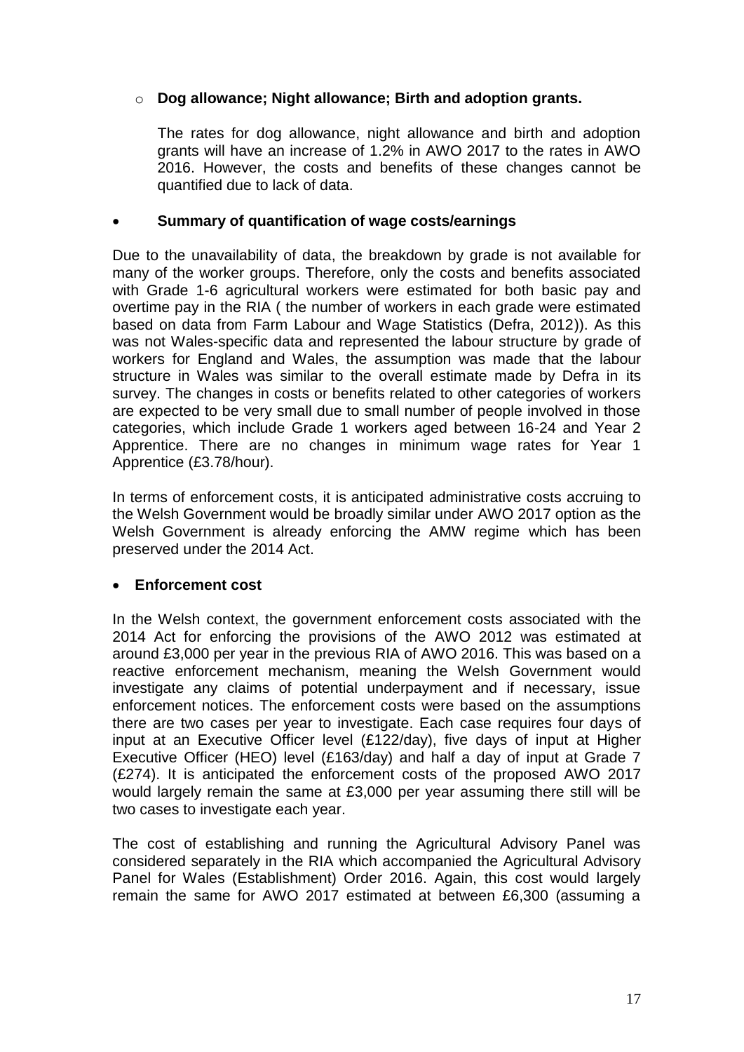- **Dog allowance; Night allowance; Birth and adoption grants.**

  The rates for dog allowance, night allowance and birth and adoption grants will have an increase of 1.2% in AWO 2017 to the rates in AWO 2016. However, the costs and benefits of these changes cannot be quantified due to lack of data.

- **Summary of quantification of wage costs/earnings**

Due to the unavailability of data, the breakdown by grade is not available for many of the worker groups. Therefore, only the costs and benefits associated with Grade 1-6 agricultural workers were estimated for both basic pay and overtime pay in the RIA ( the number of workers in each grade were estimated based on data from Farm Labour and Wage Statistics (Defra, 2012)). As this was not Wales-specific data and represented the labour structure by grade of workers for England and Wales, the assumption was made that the labour structure in Wales was similar to the overall estimate made by Defra in its survey. The changes in costs or benefits related to other categories of workers are expected to be very small due to small number of people involved in those categories, which include Grade 1 workers aged between 16-24 and Year 2 Apprentice. There are no changes in minimum wage rates for Year 1 Apprentice (£3.78/hour).

In terms of enforcement costs, it is anticipated administrative costs accruing to the Welsh Government would be broadly similar under AWO 2017 option as the Welsh Government is already enforcing the AMW regime which has been preserved under the 2014 Act.

- **Enforcement cost**

In the Welsh context, the government enforcement costs associated with the 2014 Act for enforcing the provisions of the AWO 2012 was estimated at around £3,000 per year in the previous RIA of AWO 2016. This was based on a reactive enforcement mechanism, meaning the Welsh Government would investigate any claims of potential underpayment and if necessary, issue enforcement notices. The enforcement costs were based on the assumptions there are two cases per year to investigate. Each case requires four days of input at an Executive Officer level (£122/day), five days of input at Higher Executive Officer (HEO) level (£163/day) and half a day of input at Grade 7 (£274). It is anticipated the enforcement costs of the proposed AWO 2017 would largely remain the same at £3,000 per year assuming there still will be two cases to investigate each year.

The cost of establishing and running the Agricultural Advisory Panel was considered separately in the RIA which accompanied the Agricultural Advisory Panel for Wales (Establishment) Order 2016. Again, this cost would largely remain the same for AWO 2017 estimated at between £6,300 (assuming a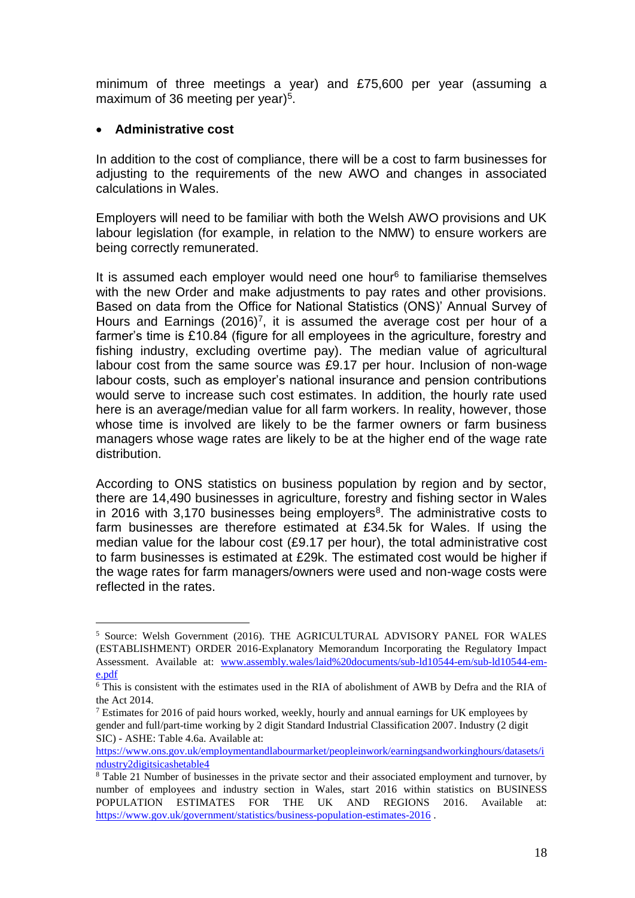minimum of three meetings a year) and £75,600 per year (assuming a maximum of 36 meeting per year)[5].

- **Administrative cost**

In addition to the cost of compliance, there will be a cost to farm businesses for adjusting to the requirements of the new AWO and changes in associated calculations in Wales.

Employers will need to be familiar with both the Welsh AWO provisions and UK labour legislation (for example, in relation to the NMW) to ensure workers are being correctly remunerated.

It is assumed each employer would need one hour[6] to familiarise themselves with the new Order and make adjustments to pay rates and other provisions. Based on data from the Office for National Statistics (ONS)' Annual Survey of Hours and Earnings (2016)[7], it is assumed the average cost per hour of a farmer's time is £10.84 (figure for all employees in the agriculture, forestry and fishing industry, excluding overtime pay). The median value of agricultural labour cost from the same source was £9.17 per hour. Inclusion of non-wage labour costs, such as employer's national insurance and pension contributions would serve to increase such cost estimates. In addition, the hourly rate used here is an average/median value for all farm workers. In reality, however, those whose time is involved are likely to be the farmer owners or farm business managers whose wage rates are likely to be at the higher end of the wage rate distribution.

According to ONS statistics on business population by region and by sector, there are 14,490 businesses in agriculture, forestry and fishing sector in Wales in 2016 with 3,170 businesses being employers[8]. The administrative costs to farm businesses are therefore estimated at £34.5k for Wales. If using the median value for the labour cost (£9.17 per hour), the total administrative cost to farm businesses is estimated at £29k. The estimated cost would be higher if the wage rates for farm managers/owners were used and non-wage costs were reflected in the rates.

---

[5] Source: Welsh Government (2016). THE AGRICULTURAL ADVISORY PANEL FOR WALES (ESTABLISHMENT) ORDER 2016-Explanatory Memorandum Incorporating the Regulatory Impact Assessment. Available at: www.assembly.wales/laid%20documents/sub-ld10544-em/sub-ld10544-em-e.pdf

[6] This is consistent with the estimates used in the RIA of abolishment of AWB by Defra and the RIA of the Act 2014.

[7] Estimates for 2016 of paid hours worked, weekly, hourly and annual earnings for UK employees by gender and full/part-time working by 2 digit Standard Industrial Classification 2007. Industry (2 digit SIC) - ASHE: Table 4.6a. Available at: https://www.ons.gov.uk/employmentandlabourmarket/peopleinwork/earningsandworkinghours/datasets/industry2digitsicashetable4

[8] Table 21 Number of businesses in the private sector and their associated employment and turnover, by number of employees and industry section in Wales, start 2016 within statistics on BUSINESS POPULATION ESTIMATES FOR THE UK AND REGIONS 2016. Available at: https://www.gov.uk/government/statistics/business-population-estimates-2016 .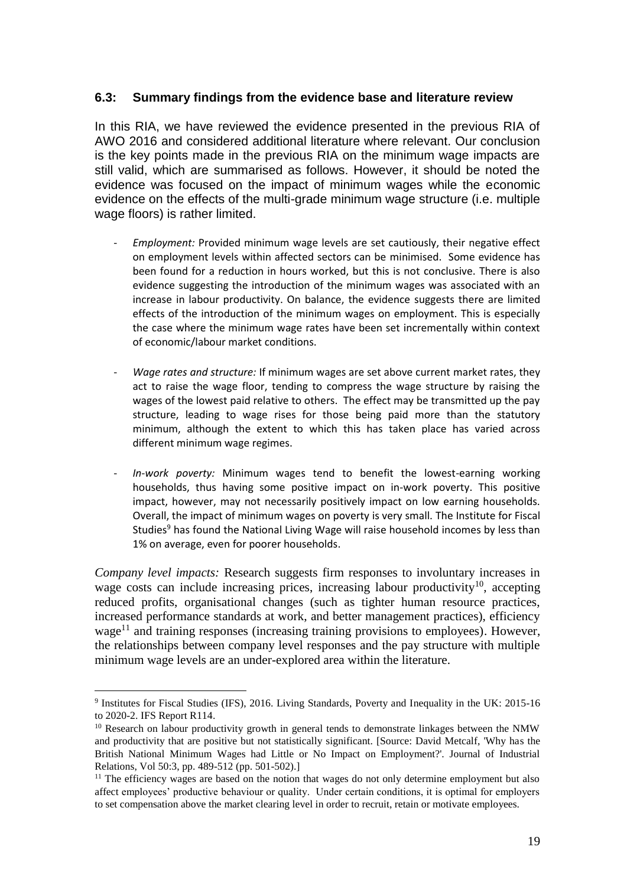### 6.3: Summary findings from the evidence base and literature review

In this RIA, we have reviewed the evidence presented in the previous RIA of AWO 2016 and considered additional literature where relevant. Our conclusion is the key points made in the previous RIA on the minimum wage impacts are still valid, which are summarised as follows. However, it should be noted the evidence was focused on the impact of minimum wages while the economic evidence on the effects of the multi-grade minimum wage structure (i.e. multiple wage floors) is rather limited.

- *Employment:* Provided minimum wage levels are set cautiously, their negative effect on employment levels within affected sectors can be minimised. Some evidence has been found for a reduction in hours worked, but this is not conclusive. There is also evidence suggesting the introduction of the minimum wages was associated with an increase in labour productivity. On balance, the evidence suggests there are limited effects of the introduction of the minimum wages on employment. This is especially the case where the minimum wage rates have been set incrementally within context of economic/labour market conditions.

- *Wage rates and structure:* If minimum wages are set above current market rates, they act to raise the wage floor, tending to compress the wage structure by raising the wages of the lowest paid relative to others. The effect may be transmitted up the pay structure, leading to wage rises for those being paid more than the statutory minimum, although the extent to which this has taken place has varied across different minimum wage regimes.

- *In-work poverty:* Minimum wages tend to benefit the lowest-earning working households, thus having some positive impact on in-work poverty. This positive impact, however, may not necessarily positively impact on low earning households. Overall, the impact of minimum wages on poverty is very small. The Institute for Fiscal Studies[9] has found the National Living Wage will raise household incomes by less than 1% on average, even for poorer households.

*Company level impacts:* Research suggests firm responses to involuntary increases in wage costs can include increasing prices, increasing labour productivity[10], accepting reduced profits, organisational changes (such as tighter human resource practices, increased performance standards at work, and better management practices), efficiency wage[11] and training responses (increasing training provisions to employees). However, the relationships between company level responses and the pay structure with multiple minimum wage levels are an under-explored area within the literature.

[9] Institutes for Fiscal Studies (IFS), 2016. Living Standards, Poverty and Inequality in the UK: 2015-16 to 2020-2. IFS Report R114.

[10] Research on labour productivity growth in general tends to demonstrate linkages between the NMW and productivity that are positive but not statistically significant. [Source: David Metcalf, 'Why has the British National Minimum Wages had Little or No Impact on Employment?'. Journal of Industrial Relations, Vol 50:3, pp. 489-512 (pp. 501-502).]

[11] The efficiency wages are based on the notion that wages do not only determine employment but also affect employees' productive behaviour or quality. Under certain conditions, it is optimal for employers to set compensation above the market clearing level in order to recruit, retain or motivate employees.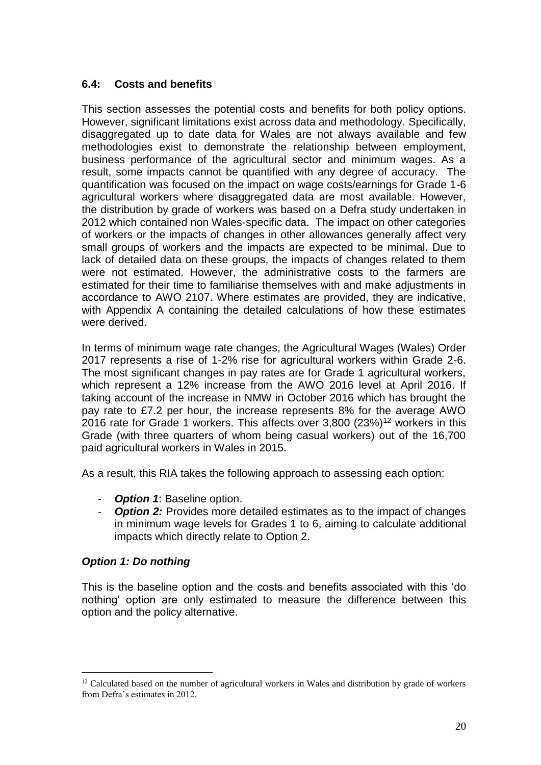### 6.4: Costs and benefits

This section assesses the potential costs and benefits for both policy options. However, significant limitations exist across data and methodology. Specifically, disaggregated up to date data for Wales are not always available and few methodologies exist to demonstrate the relationship between employment, business performance of the agricultural sector and minimum wages. As a result, some impacts cannot be quantified with any degree of accuracy. The quantification was focused on the impact on wage costs/earnings for Grade 1-6 agricultural workers where disaggregated data are most available. However, the distribution by grade of workers was based on a Defra study undertaken in 2012 which contained non Wales-specific data. The impact on other categories of workers or the impacts of changes in other allowances generally affect very small groups of workers and the impacts are expected to be minimal. Due to lack of detailed data on these groups, the impacts of changes related to them were not estimated. However, the administrative costs to the farmers are estimated for their time to familiarise themselves with and make adjustments in accordance to AWO 2107. Where estimates are provided, they are indicative, with Appendix A containing the detailed calculations of how these estimates were derived.

In terms of minimum wage rate changes, the Agricultural Wages (Wales) Order 2017 represents a rise of 1-2% rise for agricultural workers within Grade 2-6. The most significant changes in pay rates are for Grade 1 agricultural workers, which represent a 12% increase from the AWO 2016 level at April 2016. If taking account of the increase in NMW in October 2016 which has brought the pay rate to £7.2 per hour, the increase represents 8% for the average AWO 2016 rate for Grade 1 workers. This affects over 3,800 (23%)[12] workers in this Grade (with three quarters of whom being casual workers) out of the 16,700 paid agricultural workers in Wales in 2015.

As a result, this RIA takes the following approach to assessing each option:

- ***Option 1***: Baseline option.
- ***Option 2:*** Provides more detailed estimates as to the impact of changes in minimum wage levels for Grades 1 to 6, aiming to calculate additional impacts which directly relate to Option 2.

#### *Option 1: Do nothing*

This is the baseline option and the costs and benefits associated with this 'do nothing' option are only estimated to measure the difference between this option and the policy alternative.

[12] Calculated based on the number of agricultural workers in Wales and distribution by grade of workers from Defra's estimates in 2012.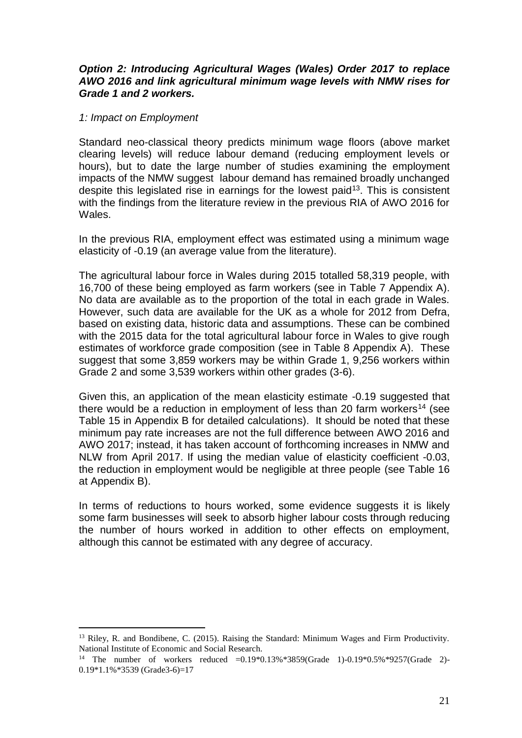***Option 2: Introducing Agricultural Wages (Wales) Order 2017 to replace AWO 2016 and link agricultural minimum wage levels with NMW rises for Grade 1 and 2 workers.***

*1: Impact on Employment*

Standard neo-classical theory predicts minimum wage floors (above market clearing levels) will reduce labour demand (reducing employment levels or hours), but to date the large number of studies examining the employment impacts of the NMW suggest labour demand has remained broadly unchanged despite this legislated rise in earnings for the lowest paid[13]. This is consistent with the findings from the literature review in the previous RIA of AWO 2016 for Wales.

In the previous RIA, employment effect was estimated using a minimum wage elasticity of -0.19 (an average value from the literature).

The agricultural labour force in Wales during 2015 totalled 58,319 people, with 16,700 of these being employed as farm workers (see in Table 7 Appendix A). No data are available as to the proportion of the total in each grade in Wales. However, such data are available for the UK as a whole for 2012 from Defra, based on existing data, historic data and assumptions. These can be combined with the 2015 data for the total agricultural labour force in Wales to give rough estimates of workforce grade composition (see in Table 8 Appendix A). These suggest that some 3,859 workers may be within Grade 1, 9,256 workers within Grade 2 and some 3,539 workers within other grades (3-6).

Given this, an application of the mean elasticity estimate -0.19 suggested that there would be a reduction in employment of less than 20 farm workers[14] (see Table 15 in Appendix B for detailed calculations). It should be noted that these minimum pay rate increases are not the full difference between AWO 2016 and AWO 2017; instead, it has taken account of forthcoming increases in NMW and NLW from April 2017. If using the median value of elasticity coefficient -0.03, the reduction in employment would be negligible at three people (see Table 16 at Appendix B).

In terms of reductions to hours worked, some evidence suggests it is likely some farm businesses will seek to absorb higher labour costs through reducing the number of hours worked in addition to other effects on employment, although this cannot be estimated with any degree of accuracy.

---

[13] Riley, R. and Bondibene, C. (2015). Raising the Standard: Minimum Wages and Firm Productivity. National Institute of Economic and Social Research.

[14] The number of workers reduced =0.19*0.13%*3859(Grade 1)-0.19*0.5%*9257(Grade 2)-0.19*1.1%*3539 (Grade3-6)=17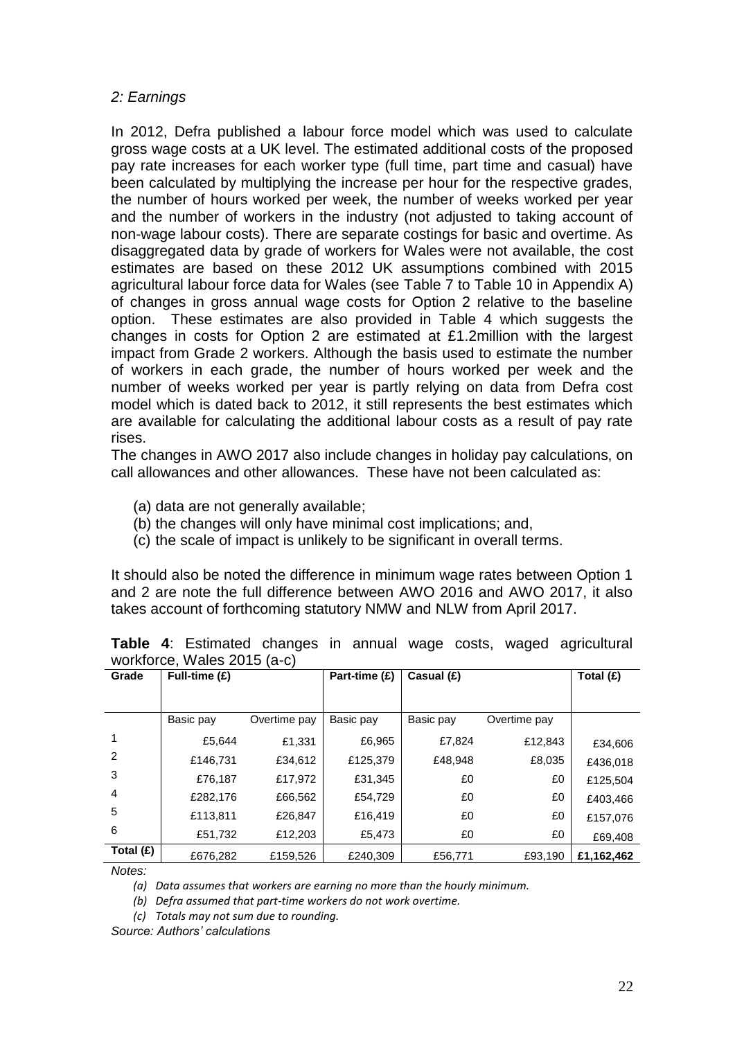*2: Earnings*

In 2012, Defra published a labour force model which was used to calculate gross wage costs at a UK level. The estimated additional costs of the proposed pay rate increases for each worker type (full time, part time and casual) have been calculated by multiplying the increase per hour for the respective grades, the number of hours worked per week, the number of weeks worked per year and the number of workers in the industry (not adjusted to taking account of non-wage labour costs). There are separate costings for basic and overtime. As disaggregated data by grade of workers for Wales were not available, the cost estimates are based on these 2012 UK assumptions combined with 2015 agricultural labour force data for Wales (see Table 7 to Table 10 in Appendix A) of changes in gross annual wage costs for Option 2 relative to the baseline option. These estimates are also provided in Table 4 which suggests the changes in costs for Option 2 are estimated at £1.2million with the largest impact from Grade 2 workers. Although the basis used to estimate the number of workers in each grade, the number of hours worked per week and the number of weeks worked per year is partly relying on data from Defra cost model which is dated back to 2012, it still represents the best estimates which are available for calculating the additional labour costs as a result of pay rate rises.

The changes in AWO 2017 also include changes in holiday pay calculations, on call allowances and other allowances. These have not been calculated as:

(a) data are not generally available;
(b) the changes will only have minimal cost implications; and,
(c) the scale of impact is unlikely to be significant in overall terms.

It should also be noted the difference in minimum wage rates between Option 1 and 2 are note the full difference between AWO 2016 and AWO 2017, it also takes account of forthcoming statutory NMW and NLW from April 2017.

**Table 4**: Estimated changes in annual wage costs, waged agricultural workforce, Wales 2015 (a-c)

| Grade | Full-time (£) | | Part-time (£) | Casual (£) | | Total (£) |
|---|---|---|---|---|---|---|
| | Basic pay | Overtime pay | Basic pay | Basic pay | Overtime pay | |
| 1 | £5,644 | £1,331 | £6,965 | £7,824 | £12,843 | £34,606 |
| 2 | £146,731 | £34,612 | £125,379 | £48,948 | £8,035 | £436,018 |
| 3 | £76,187 | £17,972 | £31,345 | £0 | £0 | £125,504 |
| 4 | £282,176 | £66,562 | £54,729 | £0 | £0 | £403,466 |
| 5 | £113,811 | £26,847 | £16,419 | £0 | £0 | £157,076 |
| 6 | £51,732 | £12,203 | £5,473 | £0 | £0 | £69,408 |
| **Total (£)** | £676,282 | £159,526 | £240,309 | £56,771 | £93,190 | **£1,162,462** |

*Notes:*

*(a) Data assumes that workers are earning no more than the hourly minimum.*

*(b) Defra assumed that part-time workers do not work overtime.*

*(c) Totals may not sum due to rounding.*

*Source: Authors' calculations*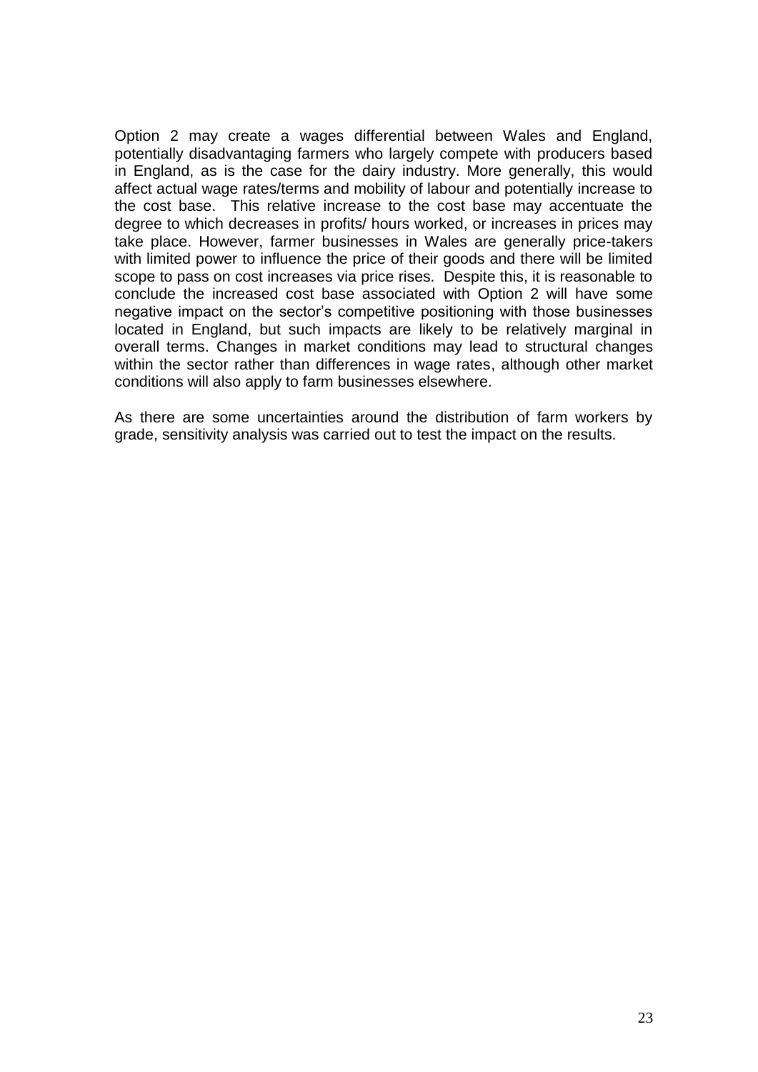Option 2 may create a wages differential between Wales and England, potentially disadvantaging farmers who largely compete with producers based in England, as is the case for the dairy industry. More generally, this would affect actual wage rates/terms and mobility of labour and potentially increase to the cost base. This relative increase to the cost base may accentuate the degree to which decreases in profits/ hours worked, or increases in prices may take place. However, farmer businesses in Wales are generally price-takers with limited power to influence the price of their goods and there will be limited scope to pass on cost increases via price rises. Despite this, it is reasonable to conclude the increased cost base associated with Option 2 will have some negative impact on the sector's competitive positioning with those businesses located in England, but such impacts are likely to be relatively marginal in overall terms. Changes in market conditions may lead to structural changes within the sector rather than differences in wage rates, although other market conditions will also apply to farm businesses elsewhere.

As there are some uncertainties around the distribution of farm workers by grade, sensitivity analysis was carried out to test the impact on the results.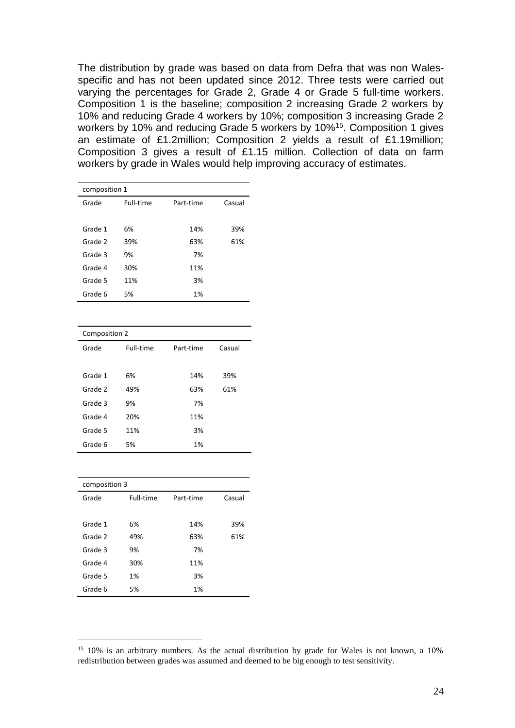The distribution by grade was based on data from Defra that was non Wales-specific and has not been updated since 2012. Three tests were carried out varying the percentages for Grade 2, Grade 4 or Grade 5 full-time workers. Composition 1 is the baseline; composition 2 increasing Grade 2 workers by 10% and reducing Grade 4 workers by 10%; composition 3 increasing Grade 2 workers by 10% and reducing Grade 5 workers by 10%[15]. Composition 1 gives an estimate of £1.2million; Composition 2 yields a result of £1.19million; Composition 3 gives a result of £1.15 million. Collection of data on farm workers by grade in Wales would help improving accuracy of estimates.

composition 1

| Grade | Full-time | Part-time | Casual |
|---|---|---|---|
| Grade 1 | 6% | 14% | 39% |
| Grade 2 | 39% | 63% | 61% |
| Grade 3 | 9% | 7% | |
| Grade 4 | 30% | 11% | |
| Grade 5 | 11% | 3% | |
| Grade 6 | 5% | 1% | |

Composition 2

| Grade | Full-time | Part-time | Casual |
|---|---|---|---|
| Grade 1 | 6% | 14% | 39% |
| Grade 2 | 49% | 63% | 61% |
| Grade 3 | 9% | 7% | |
| Grade 4 | 20% | 11% | |
| Grade 5 | 11% | 3% | |
| Grade 6 | 5% | 1% | |

composition 3

| Grade | Full-time | Part-time | Casual |
|---|---|---|---|
| Grade 1 | 6% | 14% | 39% |
| Grade 2 | 49% | 63% | 61% |
| Grade 3 | 9% | 7% | |
| Grade 4 | 30% | 11% | |
| Grade 5 | 1% | 3% | |
| Grade 6 | 5% | 1% | |

[15] 10% is an arbitrary numbers. As the actual distribution by grade for Wales is not known, a 10% redistribution between grades was assumed and deemed to be big enough to test sensitivity.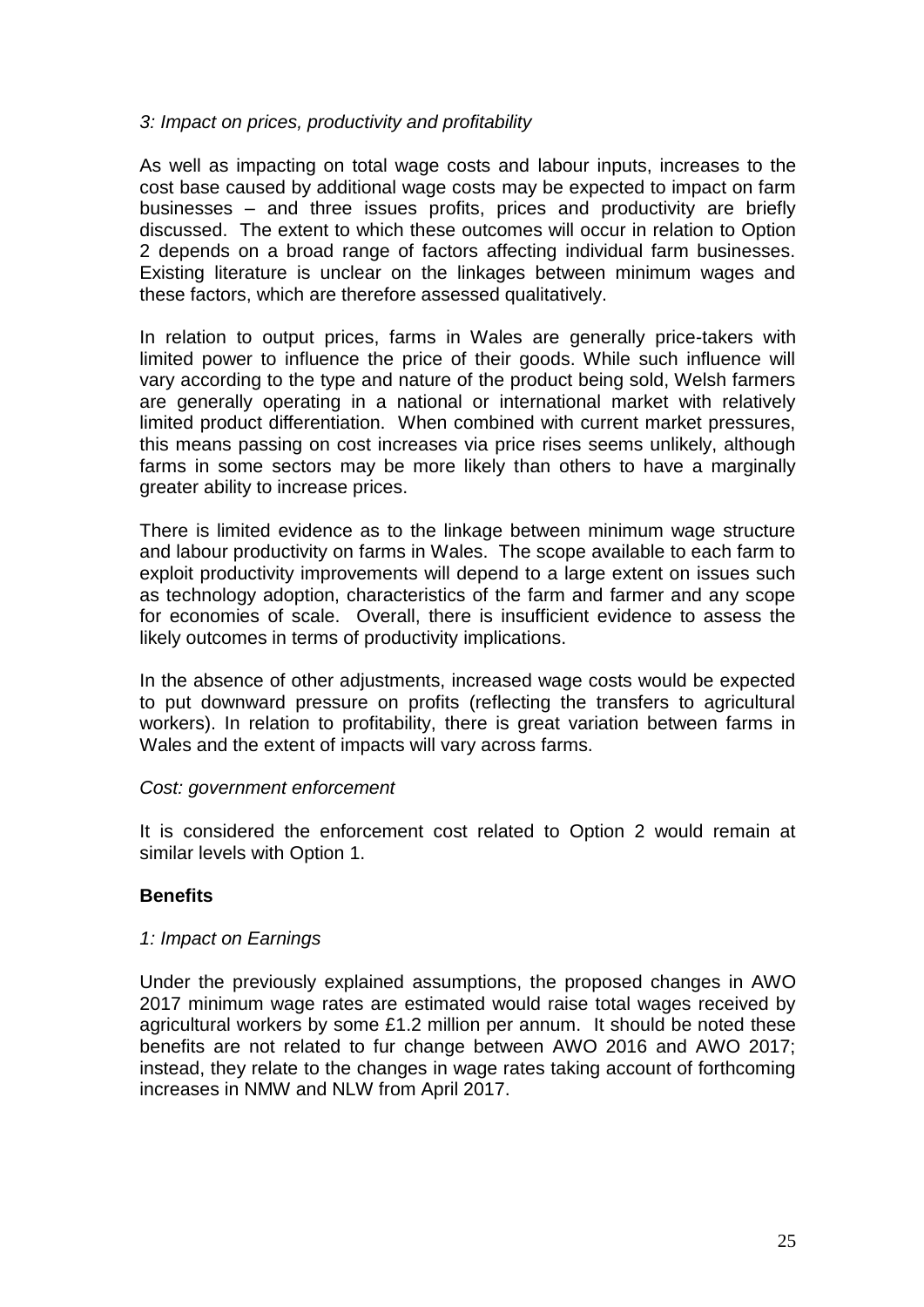*3: Impact on prices, productivity and profitability*

As well as impacting on total wage costs and labour inputs, increases to the cost base caused by additional wage costs may be expected to impact on farm businesses – and three issues profits, prices and productivity are briefly discussed. The extent to which these outcomes will occur in relation to Option 2 depends on a broad range of factors affecting individual farm businesses. Existing literature is unclear on the linkages between minimum wages and these factors, which are therefore assessed qualitatively.

In relation to output prices, farms in Wales are generally price-takers with limited power to influence the price of their goods. While such influence will vary according to the type and nature of the product being sold, Welsh farmers are generally operating in a national or international market with relatively limited product differentiation. When combined with current market pressures, this means passing on cost increases via price rises seems unlikely, although farms in some sectors may be more likely than others to have a marginally greater ability to increase prices.

There is limited evidence as to the linkage between minimum wage structure and labour productivity on farms in Wales. The scope available to each farm to exploit productivity improvements will depend to a large extent on issues such as technology adoption, characteristics of the farm and farmer and any scope for economies of scale. Overall, there is insufficient evidence to assess the likely outcomes in terms of productivity implications.

In the absence of other adjustments, increased wage costs would be expected to put downward pressure on profits (reflecting the transfers to agricultural workers). In relation to profitability, there is great variation between farms in Wales and the extent of impacts will vary across farms.

*Cost: government enforcement*

It is considered the enforcement cost related to Option 2 would remain at similar levels with Option 1.

**Benefits**

*1: Impact on Earnings*

Under the previously explained assumptions, the proposed changes in AWO 2017 minimum wage rates are estimated would raise total wages received by agricultural workers by some £1.2 million per annum. It should be noted these benefits are not related to fur change between AWO 2016 and AWO 2017; instead, they relate to the changes in wage rates taking account of forthcoming increases in NMW and NLW from April 2017.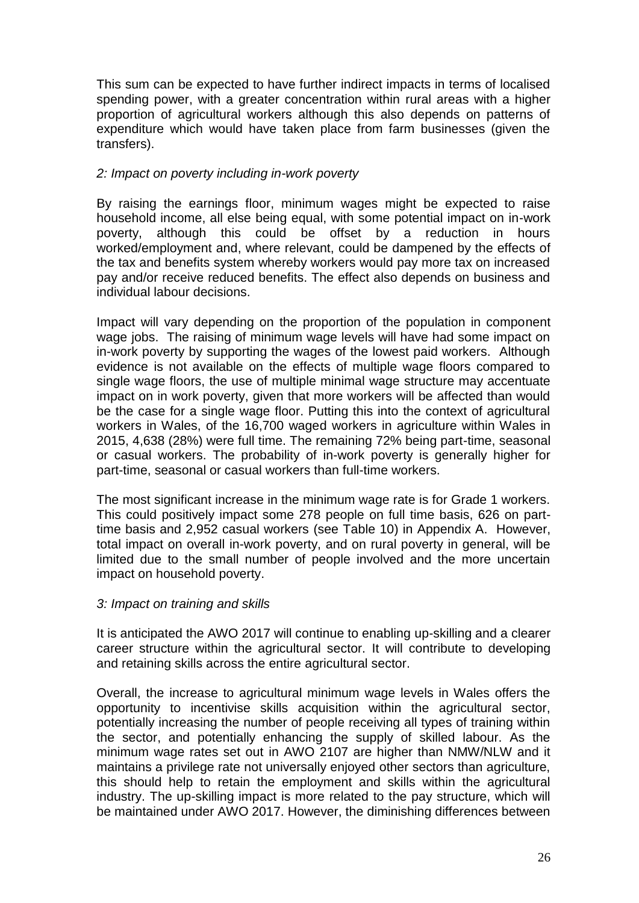This sum can be expected to have further indirect impacts in terms of localised spending power, with a greater concentration within rural areas with a higher proportion of agricultural workers although this also depends on patterns of expenditure which would have taken place from farm businesses (given the transfers).

*2: Impact on poverty including in-work poverty*

By raising the earnings floor, minimum wages might be expected to raise household income, all else being equal, with some potential impact on in-work poverty, although this could be offset by a reduction in hours worked/employment and, where relevant, could be dampened by the effects of the tax and benefits system whereby workers would pay more tax on increased pay and/or receive reduced benefits. The effect also depends on business and individual labour decisions.

Impact will vary depending on the proportion of the population in component wage jobs. The raising of minimum wage levels will have had some impact on in-work poverty by supporting the wages of the lowest paid workers. Although evidence is not available on the effects of multiple wage floors compared to single wage floors, the use of multiple minimal wage structure may accentuate impact on in work poverty, given that more workers will be affected than would be the case for a single wage floor. Putting this into the context of agricultural workers in Wales, of the 16,700 waged workers in agriculture within Wales in 2015, 4,638 (28%) were full time. The remaining 72% being part-time, seasonal or casual workers. The probability of in-work poverty is generally higher for part-time, seasonal or casual workers than full-time workers.

The most significant increase in the minimum wage rate is for Grade 1 workers. This could positively impact some 278 people on full time basis, 626 on part-time basis and 2,952 casual workers (see Table 10) in Appendix A. However, total impact on overall in-work poverty, and on rural poverty in general, will be limited due to the small number of people involved and the more uncertain impact on household poverty.

*3: Impact on training and skills*

It is anticipated the AWO 2017 will continue to enabling up-skilling and a clearer career structure within the agricultural sector. It will contribute to developing and retaining skills across the entire agricultural sector.

Overall, the increase to agricultural minimum wage levels in Wales offers the opportunity to incentivise skills acquisition within the agricultural sector, potentially increasing the number of people receiving all types of training within the sector, and potentially enhancing the supply of skilled labour. As the minimum wage rates set out in AWO 2107 are higher than NMW/NLW and it maintains a privilege rate not universally enjoyed other sectors than agriculture, this should help to retain the employment and skills within the agricultural industry. The up-skilling impact is more related to the pay structure, which will be maintained under AWO 2017. However, the diminishing differences between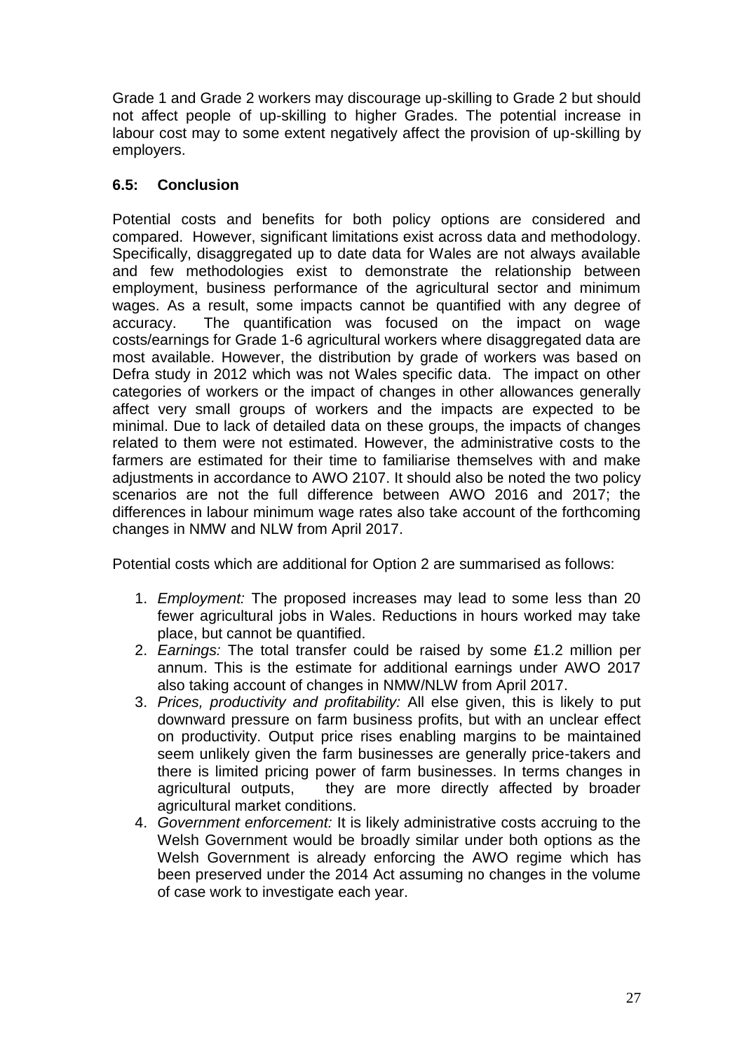Grade 1 and Grade 2 workers may discourage up-skilling to Grade 2 but should not affect people of up-skilling to higher Grades. The potential increase in labour cost may to some extent negatively affect the provision of up-skilling by employers.

### 6.5: Conclusion

Potential costs and benefits for both policy options are considered and compared. However, significant limitations exist across data and methodology. Specifically, disaggregated up to date data for Wales are not always available and few methodologies exist to demonstrate the relationship between employment, business performance of the agricultural sector and minimum wages. As a result, some impacts cannot be quantified with any degree of accuracy. The quantification was focused on the impact on wage costs/earnings for Grade 1-6 agricultural workers where disaggregated data are most available. However, the distribution by grade of workers was based on Defra study in 2012 which was not Wales specific data. The impact on other categories of workers or the impact of changes in other allowances generally affect very small groups of workers and the impacts are expected to be minimal. Due to lack of detailed data on these groups, the impacts of changes related to them were not estimated. However, the administrative costs to the farmers are estimated for their time to familiarise themselves with and make adjustments in accordance to AWO 2107. It should also be noted the two policy scenarios are not the full difference between AWO 2016 and 2017; the differences in labour minimum wage rates also take account of the forthcoming changes in NMW and NLW from April 2017.

Potential costs which are additional for Option 2 are summarised as follows:

1. *Employment:* The proposed increases may lead to some less than 20 fewer agricultural jobs in Wales. Reductions in hours worked may take place, but cannot be quantified.
2. *Earnings:* The total transfer could be raised by some £1.2 million per annum. This is the estimate for additional earnings under AWO 2017 also taking account of changes in NMW/NLW from April 2017.
3. *Prices, productivity and profitability:* All else given, this is likely to put downward pressure on farm business profits, but with an unclear effect on productivity. Output price rises enabling margins to be maintained seem unlikely given the farm businesses are generally price-takers and there is limited pricing power of farm businesses. In terms changes in agricultural outputs, they are more directly affected by broader agricultural market conditions.
4. *Government enforcement:* It is likely administrative costs accruing to the Welsh Government would be broadly similar under both options as the Welsh Government is already enforcing the AWO regime which has been preserved under the 2014 Act assuming no changes in the volume of case work to investigate each year.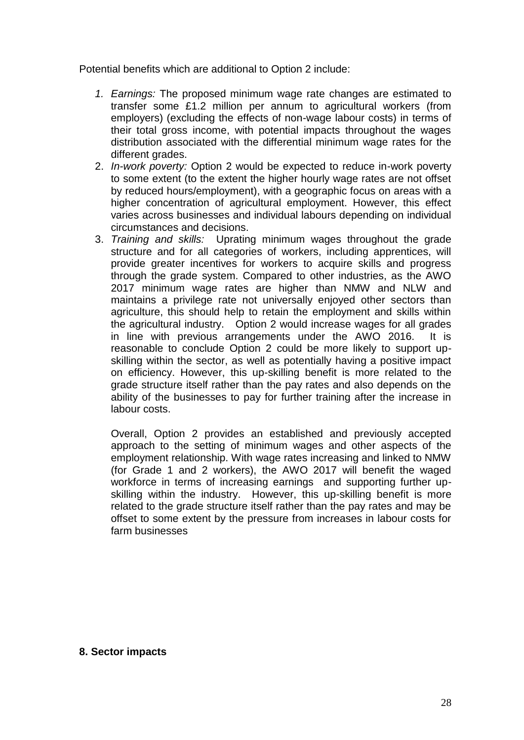Potential benefits which are additional to Option 2 include:

1. *Earnings:* The proposed minimum wage rate changes are estimated to transfer some £1.2 million per annum to agricultural workers (from employers) (excluding the effects of non-wage labour costs) in terms of their total gross income, with potential impacts throughout the wages distribution associated with the differential minimum wage rates for the different grades.
2. *In-work poverty:* Option 2 would be expected to reduce in-work poverty to some extent (to the extent the higher hourly wage rates are not offset by reduced hours/employment), with a geographic focus on areas with a higher concentration of agricultural employment. However, this effect varies across businesses and individual labours depending on individual circumstances and decisions.
3. *Training and skills:* Uprating minimum wages throughout the grade structure and for all categories of workers, including apprentices, will provide greater incentives for workers to acquire skills and progress through the grade system. Compared to other industries, as the AWO 2017 minimum wage rates are higher than NMW and NLW and maintains a privilege rate not universally enjoyed other sectors than agriculture, this should help to retain the employment and skills within the agricultural industry. Option 2 would increase wages for all grades in line with previous arrangements under the AWO 2016. It is reasonable to conclude Option 2 could be more likely to support up-skilling within the sector, as well as potentially having a positive impact on efficiency. However, this up-skilling benefit is more related to the grade structure itself rather than the pay rates and also depends on the ability of the businesses to pay for further training after the increase in labour costs.

   Overall, Option 2 provides an established and previously accepted approach to the setting of minimum wages and other aspects of the employment relationship. With wage rates increasing and linked to NMW (for Grade 1 and 2 workers), the AWO 2017 will benefit the waged workforce in terms of increasing earnings and supporting further up-skilling within the industry. However, this up-skilling benefit is more related to the grade structure itself rather than the pay rates and may be offset to some extent by the pressure from increases in labour costs for farm businesses

**8. Sector impacts**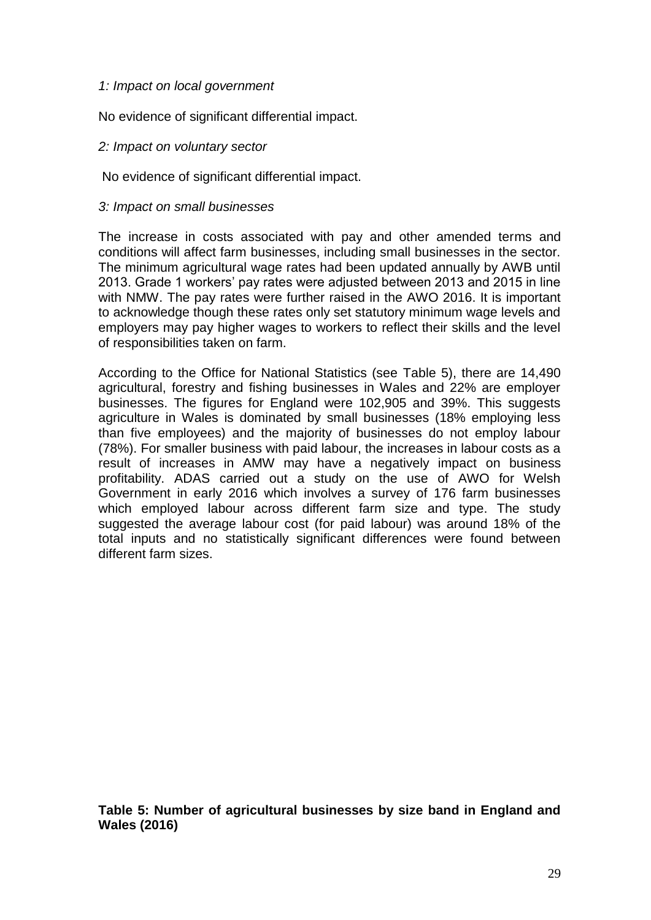*1: Impact on local government*

No evidence of significant differential impact.

*2: Impact on voluntary sector*

No evidence of significant differential impact.

*3: Impact on small businesses*

The increase in costs associated with pay and other amended terms and conditions will affect farm businesses, including small businesses in the sector. The minimum agricultural wage rates had been updated annually by AWB until 2013. Grade 1 workers' pay rates were adjusted between 2013 and 2015 in line with NMW. The pay rates were further raised in the AWO 2016. It is important to acknowledge though these rates only set statutory minimum wage levels and employers may pay higher wages to workers to reflect their skills and the level of responsibilities taken on farm.

According to the Office for National Statistics (see Table 5), there are 14,490 agricultural, forestry and fishing businesses in Wales and 22% are employer businesses. The figures for England were 102,905 and 39%. This suggests agriculture in Wales is dominated by small businesses (18% employing less than five employees) and the majority of businesses do not employ labour (78%). For smaller business with paid labour, the increases in labour costs as a result of increases in AMW may have a negatively impact on business profitability. ADAS carried out a study on the use of AWO for Welsh Government in early 2016 which involves a survey of 176 farm businesses which employed labour across different farm size and type. The study suggested the average labour cost (for paid labour) was around 18% of the total inputs and no statistically significant differences were found between different farm sizes.

**Table 5: Number of agricultural businesses by size band in England and Wales (2016)**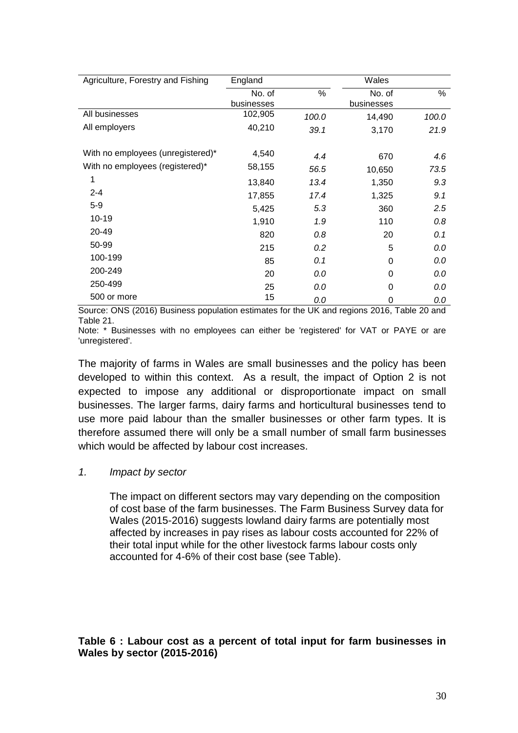| Agriculture, Forestry and Fishing | England | | Wales | |
|---|---|---|---|---|
| | No. of businesses | % | No. of businesses | % |
| All businesses | 102,905 | 100.0 | 14,490 | 100.0 |
| All employers | 40,210 | 39.1 | 3,170 | 21.9 |
| With no employees (unregistered)* | 4,540 | 4.4 | 670 | 4.6 |
| With no employees (registered)* | 58,155 | 56.5 | 10,650 | 73.5 |
| 1 | 13,840 | 13.4 | 1,350 | 9.3 |
| 2-4 | 17,855 | 17.4 | 1,325 | 9.1 |
| 5-9 | 5,425 | 5.3 | 360 | 2.5 |
| 10-19 | 1,910 | 1.9 | 110 | 0.8 |
| 20-49 | 820 | 0.8 | 20 | 0.1 |
| 50-99 | 215 | 0.2 | 5 | 0.0 |
| 100-199 | 85 | 0.1 | 0 | 0.0 |
| 200-249 | 20 | 0.0 | 0 | 0.0 |
| 250-499 | 25 | 0.0 | 0 | 0.0 |
| 500 or more | 15 | 0.0 | 0 | 0.0 |

Source: ONS (2016) Business population estimates for the UK and regions 2016, Table 20 and Table 21.

Note: * Businesses with no employees can either be 'registered' for VAT or PAYE or are 'unregistered'.

The majority of farms in Wales are small businesses and the policy has been developed to within this context. As a result, the impact of Option 2 is not expected to impose any additional or disproportionate impact on small businesses. The larger farms, dairy farms and horticultural businesses tend to use more paid labour than the smaller businesses or other farm types. It is therefore assumed there will only be a small number of small farm businesses which would be affected by labour cost increases.

*1. Impact by sector*

The impact on different sectors may vary depending on the composition of cost base of the farm businesses. The Farm Business Survey data for Wales (2015-2016) suggests lowland dairy farms are potentially most affected by increases in pay rises as labour costs accounted for 22% of their total input while for the other livestock farms labour costs only accounted for 4-6% of their cost base (see Table).

**Table 6 : Labour cost as a percent of total input for farm businesses in Wales by sector (2015-2016)**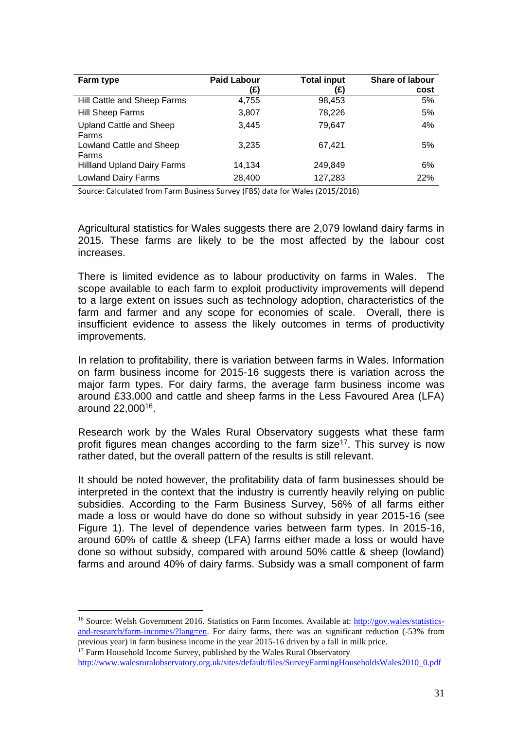| Farm type | Paid Labour (£) | Total input (£) | Share of labour cost |
|---|---|---|---|
| Hill Cattle and Sheep Farms | 4,755 | 98,453 | 5% |
| Hill Sheep Farms | 3,807 | 78,226 | 5% |
| Upland Cattle and Sheep Farms | 3,445 | 79,647 | 4% |
| Lowland Cattle and Sheep Farms | 3,235 | 67,421 | 5% |
| Hillland Upland Dairy Farms | 14,134 | 249,849 | 6% |
| Lowland Dairy Farms | 28,400 | 127,283 | 22% |

Source: Calculated from Farm Business Survey (FBS) data for Wales (2015/2016)

Agricultural statistics for Wales suggests there are 2,079 lowland dairy farms in 2015. These farms are likely to be the most affected by the labour cost increases.

There is limited evidence as to labour productivity on farms in Wales. The scope available to each farm to exploit productivity improvements will depend to a large extent on issues such as technology adoption, characteristics of the farm and farmer and any scope for economies of scale. Overall, there is insufficient evidence to assess the likely outcomes in terms of productivity improvements.

In relation to profitability, there is variation between farms in Wales. Information on farm business income for 2015-16 suggests there is variation across the major farm types. For dairy farms, the average farm business income was around £33,000 and cattle and sheep farms in the Less Favoured Area (LFA) around 22,000[16].

Research work by the Wales Rural Observatory suggests what these farm profit figures mean changes according to the farm size[17]. This survey is now rather dated, but the overall pattern of the results is still relevant.

It should be noted however, the profitability data of farm businesses should be interpreted in the context that the industry is currently heavily relying on public subsidies. According to the Farm Business Survey, 56% of all farms either made a loss or would have do done so without subsidy in year 2015-16 (see Figure 1). The level of dependence varies between farm types. In 2015-16, around 60% of cattle & sheep (LFA) farms either made a loss or would have done so without subsidy, compared with around 50% cattle & sheep (lowland) farms and around 40% of dairy farms. Subsidy was a small component of farm

---

[16] Source: Welsh Government 2016. Statistics on Farm Incomes. Available at: http://gov.wales/statistics-and-research/farm-incomes/?lang=en. For dairy farms, there was an significant reduction (-53% from previous year) in farm business income in the year 2015-16 driven by a fall in milk price.

[17] Farm Household Income Survey, published by the Wales Rural Observatory http://www.walesruralobservatory.org.uk/sites/default/files/SurveyFarmingHouseholdsWales2010_0.pdf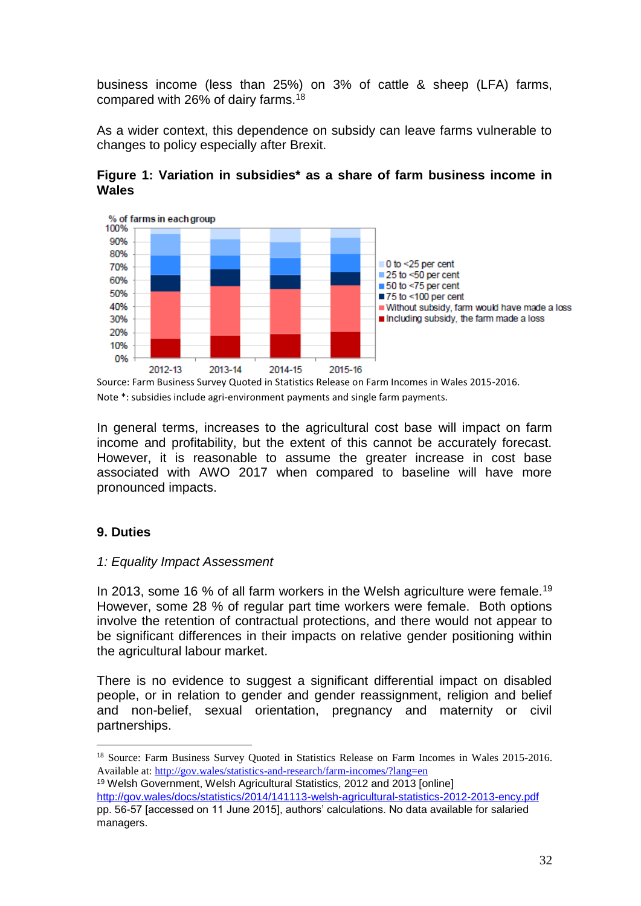business income (less than 25%) on 3% of cattle & sheep (LFA) farms, compared with 26% of dairy farms.[18]

As a wider context, this dependence on subsidy can leave farms vulnerable to changes to policy especially after Brexit.

**Figure 1: Variation in subsidies* as a share of farm business income in Wales**

% of farms in each group

100%
90%
80%
70%
60%
50%
40%
30%
20%
10%
0%

2012-13
2013-14
2014-15
2015-16

0 to <25 per cent
25 to <50 per cent
50 to <75 per cent
75 to <100 per cent
Without subsidy, farm would have made a loss
Including subsidy, the farm made a loss

Source: Farm Business Survey Quoted in Statistics Release on Farm Incomes in Wales 2015-2016.
Note *: subsidies include agri-environment payments and single farm payments.

In general terms, increases to the agricultural cost base will impact on farm income and profitability, but the extent of this cannot be accurately forecast. However, it is reasonable to assume the greater increase in cost base associated with AWO 2017 when compared to baseline will have more pronounced impacts.

## 9. Duties

*1: Equality Impact Assessment*

In 2013, some 16 % of all farm workers in the Welsh agriculture were female.[19] However, some 28 % of regular part time workers were female. Both options involve the retention of contractual protections, and there would not appear to be significant differences in their impacts on relative gender positioning within the agricultural labour market.

There is no evidence to suggest a significant differential impact on disabled people, or in relation to gender and gender reassignment, religion and belief and non-belief, sexual orientation, pregnancy and maternity or civil partnerships.

---

[18] Source: Farm Business Survey Quoted in Statistics Release on Farm Incomes in Wales 2015-2016. Available at: http://gov.wales/statistics-and-research/farm-incomes/?lang=en

[19] Welsh Government, Welsh Agricultural Statistics, 2012 and 2013 [online] http://gov.wales/docs/statistics/2014/141113-welsh-agricultural-statistics-2012-2013-ency.pdf pp. 56-57 [accessed on 11 June 2015], authors' calculations. No data available for salaried managers.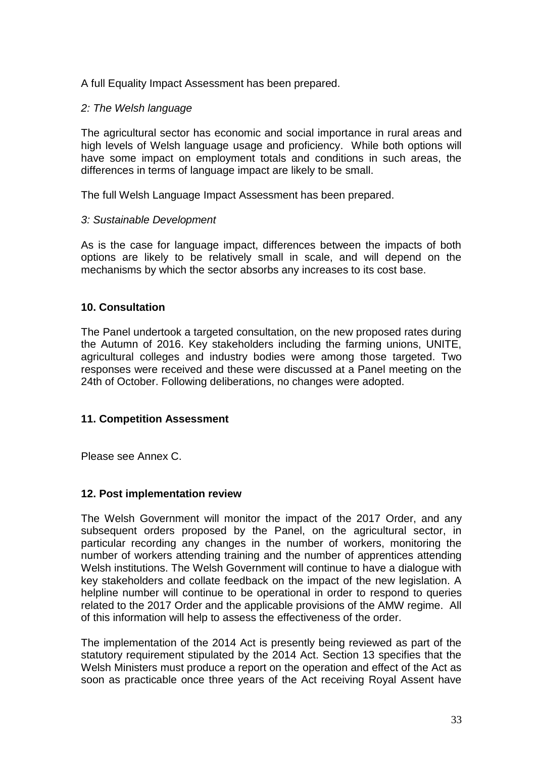A full Equality Impact Assessment has been prepared.

*2: The Welsh language*

The agricultural sector has economic and social importance in rural areas and high levels of Welsh language usage and proficiency. While both options will have some impact on employment totals and conditions in such areas, the differences in terms of language impact are likely to be small.

The full Welsh Language Impact Assessment has been prepared.

*3: Sustainable Development*

As is the case for language impact, differences between the impacts of both options are likely to be relatively small in scale, and will depend on the mechanisms by which the sector absorbs any increases to its cost base.

**10. Consultation**

The Panel undertook a targeted consultation, on the new proposed rates during the Autumn of 2016. Key stakeholders including the farming unions, UNITE, agricultural colleges and industry bodies were among those targeted. Two responses were received and these were discussed at a Panel meeting on the 24th of October. Following deliberations, no changes were adopted.

**11. Competition Assessment**

Please see Annex C.

**12. Post implementation review**

The Welsh Government will monitor the impact of the 2017 Order, and any subsequent orders proposed by the Panel, on the agricultural sector, in particular recording any changes in the number of workers, monitoring the number of workers attending training and the number of apprentices attending Welsh institutions. The Welsh Government will continue to have a dialogue with key stakeholders and collate feedback on the impact of the new legislation. A helpline number will continue to be operational in order to respond to queries related to the 2017 Order and the applicable provisions of the AMW regime. All of this information will help to assess the effectiveness of the order.

The implementation of the 2014 Act is presently being reviewed as part of the statutory requirement stipulated by the 2014 Act. Section 13 specifies that the Welsh Ministers must produce a report on the operation and effect of the Act as soon as practicable once three years of the Act receiving Royal Assent have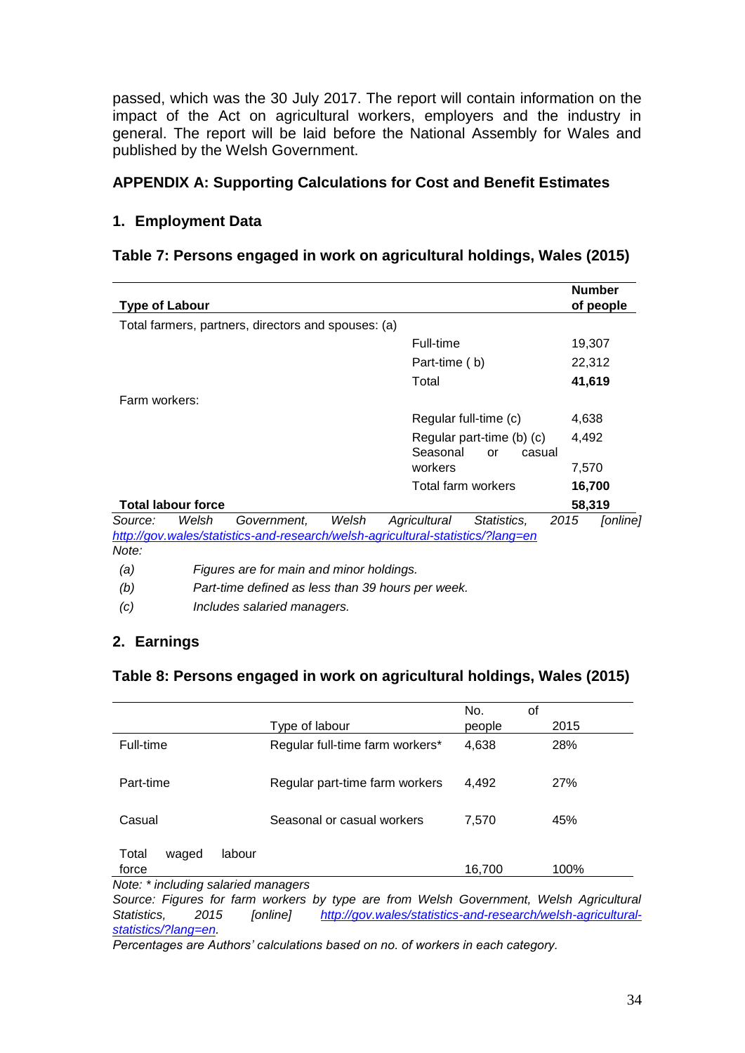passed, which was the 30 July 2017. The report will contain information on the impact of the Act on agricultural workers, employers and the industry in general. The report will be laid before the National Assembly for Wales and published by the Welsh Government.

## APPENDIX A: Supporting Calculations for Cost and Benefit Estimates

### 1. Employment Data

**Table 7: Persons engaged in work on agricultural holdings, Wales (2015)**

| Type of Labour | | Number of people |
|---|---|---|
| Total farmers, partners, directors and spouses: (a) | | |
| | Full-time | 19,307 |
| | Part-time ( b) | 22,312 |
| | Total | **41,619** |
| Farm workers: | | |
| | Regular full-time (c) | 4,638 |
| | Regular part-time (b) (c) | 4,492 |
| | Seasonal or casual workers | 7,570 |
| | Total farm workers | **16,700** |
| **Total labour force** | | **58,319** |

*Source: Welsh Government, Welsh Agricultural Statistics, 2015 [online] http://gov.wales/statistics-and-research/welsh-agricultural-statistics/?lang=en*

*Note:*

*(a) Figures are for main and minor holdings.*

*(b) Part-time defined as less than 39 hours per week.*

*(c) Includes salaried managers.*

### 2. Earnings

**Table 8: Persons engaged in work on agricultural holdings, Wales (2015)**

| | Type of labour | No. of people | 2015 |
|---|---|---|---|
| Full-time | Regular full-time farm workers* | 4,638 | 28% |
| Part-time | Regular part-time farm workers | 4,492 | 27% |
| Casual | Seasonal or casual workers | 7,570 | 45% |
| Total waged labour force | | 16,700 | 100% |

*Note: * including salaried managers*

*Source: Figures for farm workers by type are from Welsh Government, Welsh Agricultural Statistics, 2015 [online] http://gov.wales/statistics-and-research/welsh-agricultural-statistics/?lang=en.*

*Percentages are Authors' calculations based on no. of workers in each category.*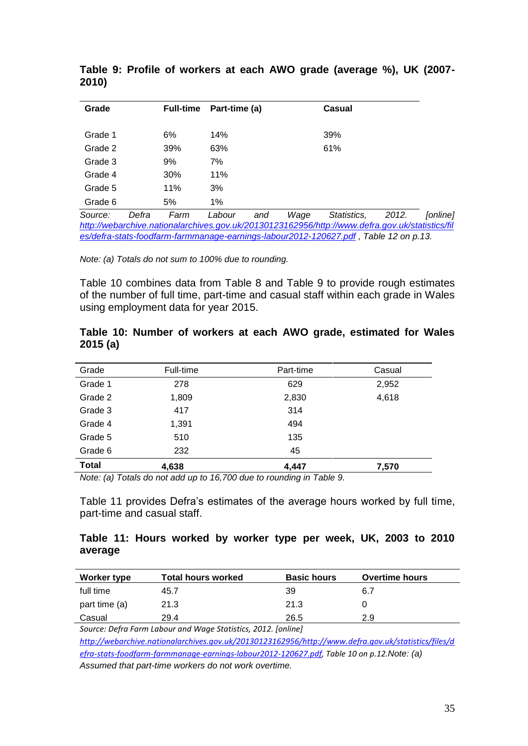**Table 9: Profile of workers at each AWO grade (average %), UK (2007-2010)**

| Grade | Full-time | Part-time (a) | Casual |
|---|---|---|---|
| Grade 1 | 6% | 14% | 39% |
| Grade 2 | 39% | 63% | 61% |
| Grade 3 | 9% | 7% | |
| Grade 4 | 30% | 11% | |
| Grade 5 | 11% | 3% | |
| Grade 6 | 5% | 1% | |

*Source: Defra Farm Labour and Wage Statistics, 2012. [online] http://webarchive.nationalarchives.gov.uk/20130123162956/http://www.defra.gov.uk/statistics/files/defra-stats-foodfarm-farmmanage-earnings-labour2012-120627.pdf , Table 12 on p.13.*

*Note: (a) Totals do not sum to 100% due to rounding.*

Table 10 combines data from Table 8 and Table 9 to provide rough estimates of the number of full time, part-time and casual staff within each grade in Wales using employment data for year 2015.

**Table 10: Number of workers at each AWO grade, estimated for Wales 2015 (a)**

| Grade | Full-time | Part-time | Casual |
|---|---|---|---|
| Grade 1 | 278 | 629 | 2,952 |
| Grade 2 | 1,809 | 2,830 | 4,618 |
| Grade 3 | 417 | 314 | |
| Grade 4 | 1,391 | 494 | |
| Grade 5 | 510 | 135 | |
| Grade 6 | 232 | 45 | |
| **Total** | **4,638** | **4,447** | **7,570** |

*Note: (a) Totals do not add up to 16,700 due to rounding in Table 9.*

Table 11 provides Defra's estimates of the average hours worked by full time, part-time and casual staff.

**Table 11: Hours worked by worker type per week, UK, 2003 to 2010 average**

| Worker type | Total hours worked | Basic hours | Overtime hours |
|---|---|---|---|
| full time | 45.7 | 39 | 6.7 |
| part time (a) | 21.3 | 21.3 | 0 |
| Casual | 29.4 | 26.5 | 2.9 |

*Source: Defra Farm Labour and Wage Statistics, 2012. [online] http://webarchive.nationalarchives.gov.uk/20130123162956/http://www.defra.gov.uk/statistics/files/defra-stats-foodfarm-farmmanage-earnings-labour2012-120627.pdf, Table 10 on p.12.Note: (a) Assumed that part-time workers do not work overtime.*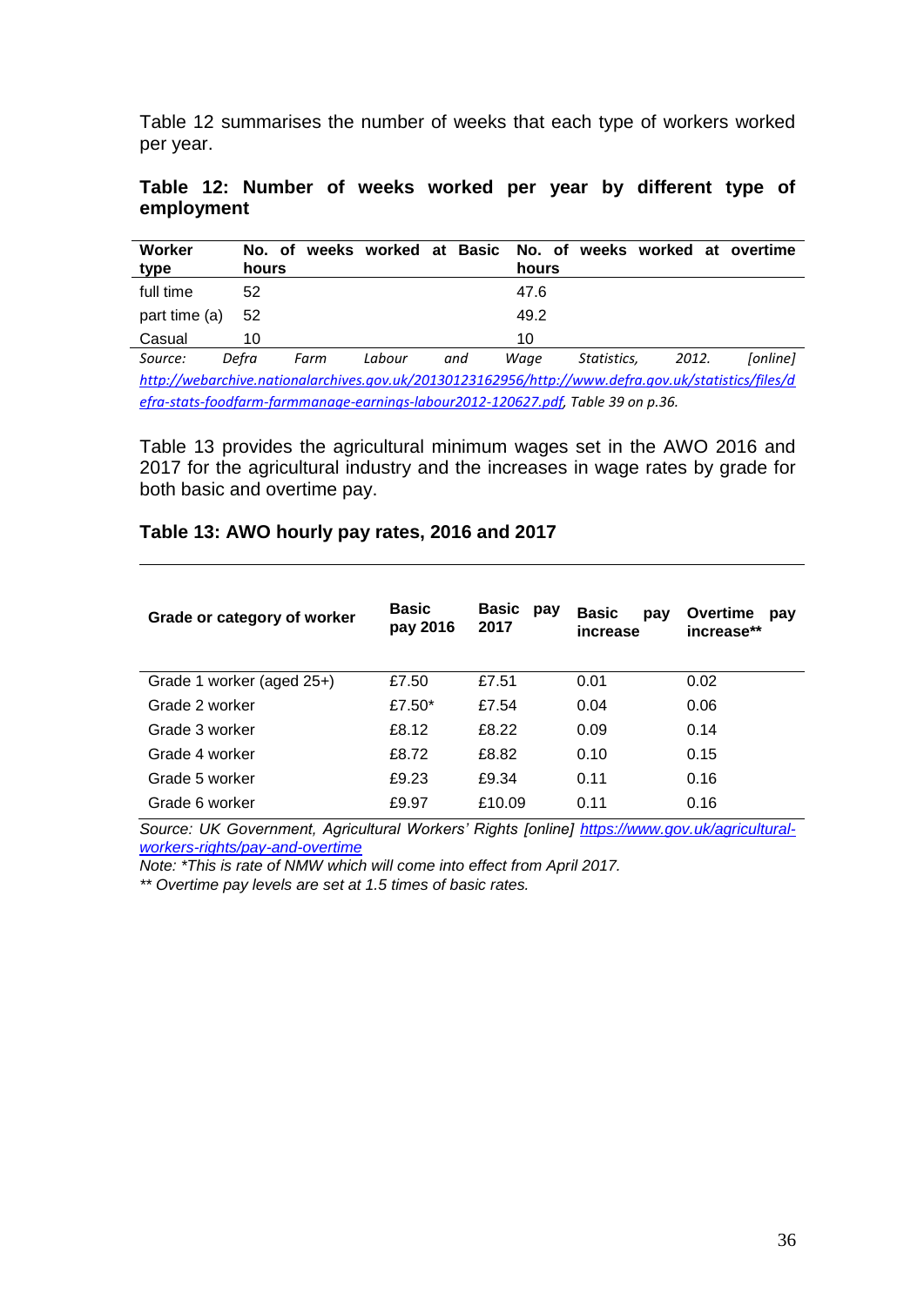Table 12 summarises the number of weeks that each type of workers worked per year.

**Table 12: Number of weeks worked per year by different type of employment**

| Worker type | No. of weeks worked at Basic hours | No. of weeks worked at overtime hours |
|---|---|---|
| full time | 52 | 47.6 |
| part time (a) | 52 | 49.2 |
| Casual | 10 | 10 |

*Source: Defra Farm Labour and Wage Statistics, 2012. [online]* [http://webarchive.nationalarchives.gov.uk/20130123162956/http://www.defra.gov.uk/statistics/files/defra-stats-foodfarm-farmmanage-earnings-labour2012-120627.pdf](http://webarchive.nationalarchives.gov.uk/20130123162956/http://www.defra.gov.uk/statistics/files/defra-stats-foodfarm-farmmanage-earnings-labour2012-120627.pdf), *Table 39 on p.36.*

Table 13 provides the agricultural minimum wages set in the AWO 2016 and 2017 for the agricultural industry and the increases in wage rates by grade for both basic and overtime pay.

**Table 13: AWO hourly pay rates, 2016 and 2017**

| Grade or category of worker | Basic pay 2016 | Basic pay 2017 | Basic pay increase | Overtime pay increase** |
|---|---|---|---|---|
| Grade 1 worker (aged 25+) | £7.50 | £7.51 | 0.01 | 0.02 |
| Grade 2 worker | £7.50* | £7.54 | 0.04 | 0.06 |
| Grade 3 worker | £8.12 | £8.22 | 0.09 | 0.14 |
| Grade 4 worker | £8.72 | £8.82 | 0.10 | 0.15 |
| Grade 5 worker | £9.23 | £9.34 | 0.11 | 0.16 |
| Grade 6 worker | £9.97 | £10.09 | 0.11 | 0.16 |

*Source: UK Government, Agricultural Workers' Rights [online]* [https://www.gov.uk/agricultural-workers-rights/pay-and-overtime](https://www.gov.uk/agricultural-workers-rights/pay-and-overtime)

*Note: *This is rate of NMW which will come into effect from April 2017.*

*** Overtime pay levels are set at 1.5 times of basic rates.*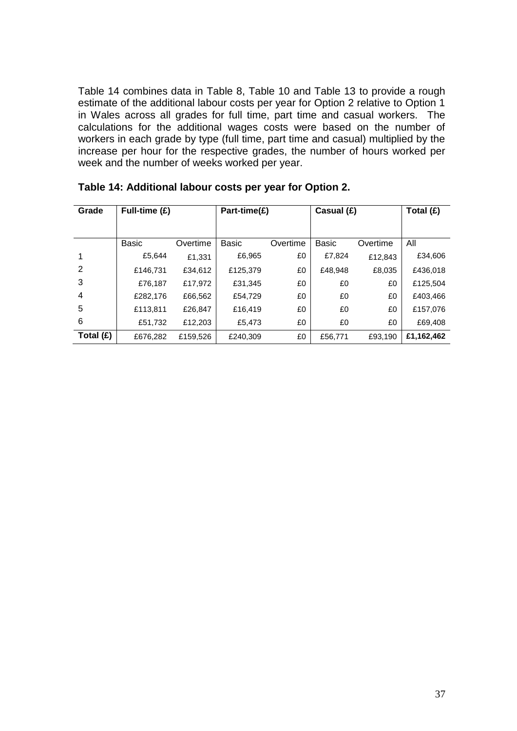Table 14 combines data in Table 8, Table 10 and Table 13 to provide a rough estimate of the additional labour costs per year for Option 2 relative to Option 1 in Wales across all grades for full time, part time and casual workers. The calculations for the additional wages costs were based on the number of workers in each grade by type (full time, part time and casual) multiplied by the increase per hour for the respective grades, the number of hours worked per week and the number of weeks worked per year.

**Table 14: Additional labour costs per year for Option 2.**

| Grade | Full-time (£) | | Part-time(£) | | Casual (£) | | Total (£) |
|---|---|---|---|---|---|---|---|
| | Basic | Overtime | Basic | Overtime | Basic | Overtime | All |
| 1 | £5,644 | £1,331 | £6,965 | £0 | £7,824 | £12,843 | £34,606 |
| 2 | £146,731 | £34,612 | £125,379 | £0 | £48,948 | £8,035 | £436,018 |
| 3 | £76,187 | £17,972 | £31,345 | £0 | £0 | £0 | £125,504 |
| 4 | £282,176 | £66,562 | £54,729 | £0 | £0 | £0 | £403,466 |
| 5 | £113,811 | £26,847 | £16,419 | £0 | £0 | £0 | £157,076 |
| 6 | £51,732 | £12,203 | £5,473 | £0 | £0 | £0 | £69,408 |
| **Total (£)** | £676,282 | £159,526 | £240,309 | £0 | £56,771 | £93,190 | **£1,162,462** |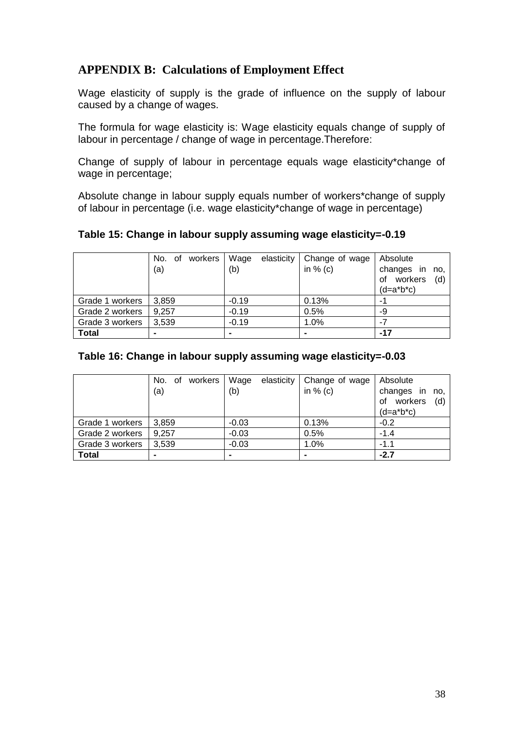## APPENDIX B: Calculations of Employment Effect

Wage elasticity of supply is the grade of influence on the supply of labour caused by a change of wages.

The formula for wage elasticity is: Wage elasticity equals change of supply of labour in percentage / change of wage in percentage.Therefore:

Change of supply of labour in percentage equals wage elasticity*change of wage in percentage;

Absolute change in labour supply equals number of workers*change of supply of labour in percentage (i.e. wage elasticity*change of wage in percentage)

**Table 15: Change in labour supply assuming wage elasticity=-0.19**

| | No. of workers (a) | Wage elasticity (b) | Change of wage in % (c) | Absolute changes in no, of workers (d) (d=a*b*c) |
|---|---|---|---|---|
| Grade 1 workers | 3,859 | -0.19 | 0.13% | -1 |
| Grade 2 workers | 9,257 | -0.19 | 0.5% | -9 |
| Grade 3 workers | 3,539 | -0.19 | 1.0% | -7 |
| **Total** | **-** | **-** | **-** | **-17** |

**Table 16: Change in labour supply assuming wage elasticity=-0.03**

| | No. of workers (a) | Wage elasticity (b) | Change of wage in % (c) | Absolute changes in no, of workers (d) (d=a*b*c) |
|---|---|---|---|---|
| Grade 1 workers | 3,859 | -0.03 | 0.13% | -0.2 |
| Grade 2 workers | 9,257 | -0.03 | 0.5% | -1.4 |
| Grade 3 workers | 3,539 | -0.03 | 1.0% | -1.1 |
| **Total** | **-** | **-** | **-** | **-2.7** |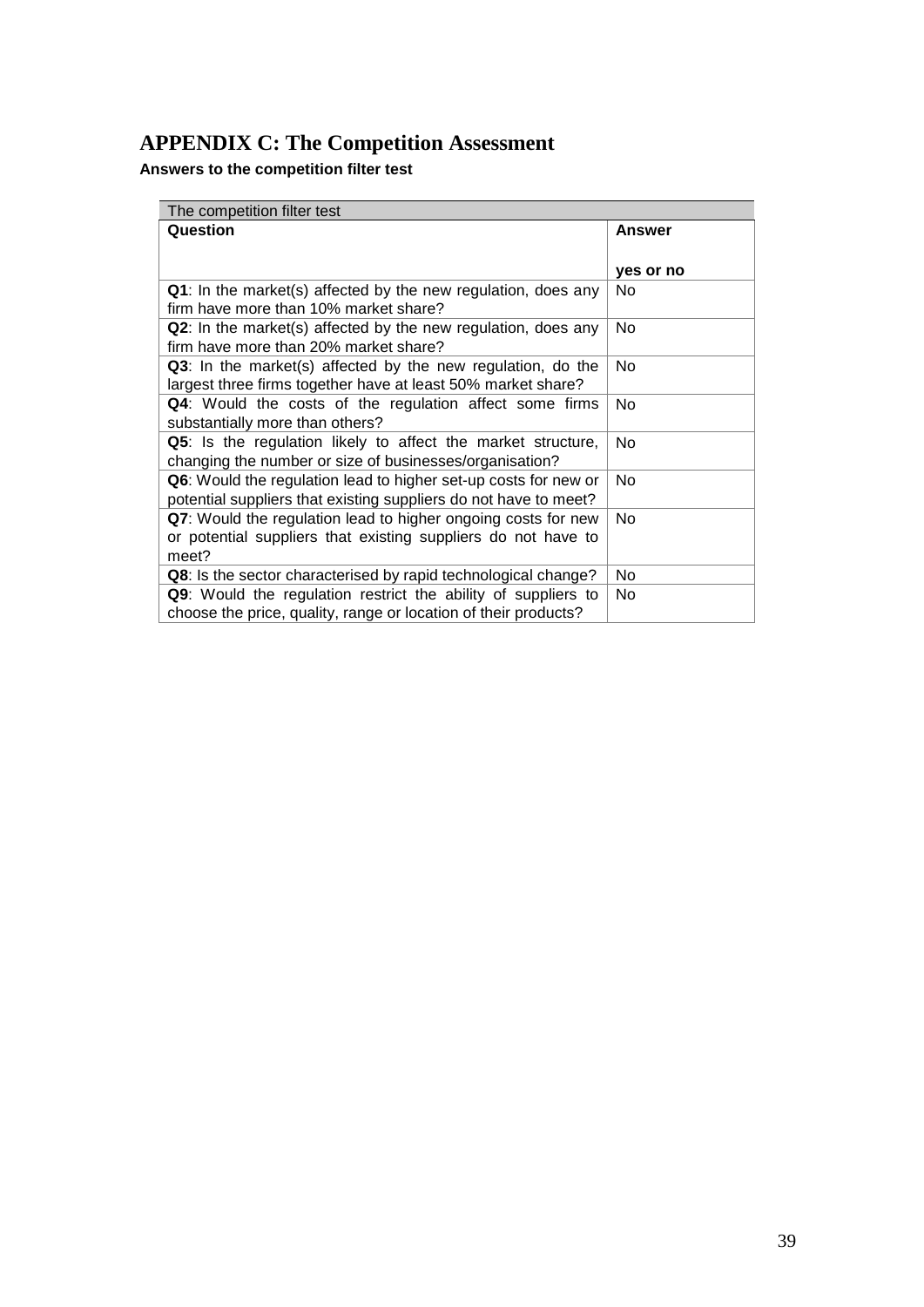# APPENDIX C: The Competition Assessment

**Answers to the competition filter test**

| The competition filter test | |
|---|---|
| **Question** | **Answer**<br><br>**yes or no** |
| **Q1**: In the market(s) affected by the new regulation, does any firm have more than 10% market share? | No |
| **Q2**: In the market(s) affected by the new regulation, does any firm have more than 20% market share? | No |
| **Q3**: In the market(s) affected by the new regulation, do the largest three firms together have at least 50% market share? | No |
| **Q4**: Would the costs of the regulation affect some firms substantially more than others? | No |
| **Q5**: Is the regulation likely to affect the market structure, changing the number or size of businesses/organisation? | No |
| **Q6**: Would the regulation lead to higher set-up costs for new or potential suppliers that existing suppliers do not have to meet? | No |
| **Q7**: Would the regulation lead to higher ongoing costs for new or potential suppliers that existing suppliers do not have to meet? | No |
| **Q8**: Is the sector characterised by rapid technological change? | No |
| **Q9**: Would the regulation restrict the ability of suppliers to choose the price, quality, range or location of their products? | No |